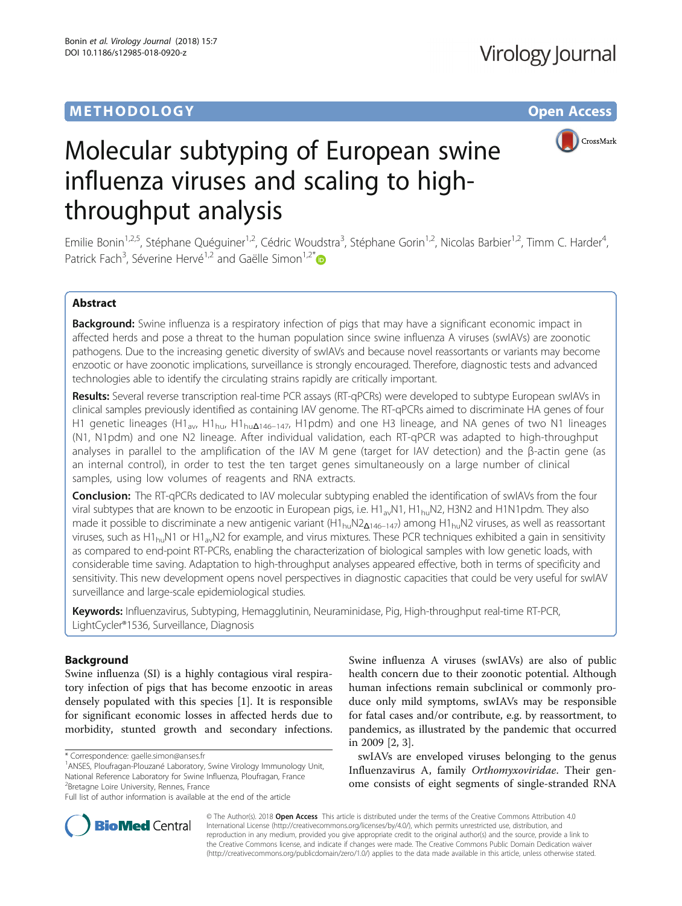# METHODOLOGY

# Molecular subtyping of European swine influenza viruses and scaling to high-throughput analysis

Emilie Bonin[1,2,5], Stéphane Quéguiner[1,2], Cédric Woudstra[3], Stéphane Gorin[1,2], Nicolas Barbier[1,2], Timm C. Harder[4], Patrick Fach[3], Séverine Hervé[1,2] and Gaëlle Simon[1,2*]

## Abstract

**Background:** Swine influenza is a respiratory infection of pigs that may have a significant economic impact in affected herds and pose a threat to the human population since swine influenza A viruses (swIAVs) are zoonotic pathogens. Due to the increasing genetic diversity of swIAVs and because novel reassortants or variants may become enzootic or have zoonotic implications, surveillance is strongly encouraged. Therefore, diagnostic tests and advanced technologies able to identify the circulating strains rapidly are critically important.

**Results:** Several reverse transcription real-time PCR assays (RT-qPCRs) were developed to subtype European swIAVs in clinical samples previously identified as containing IAV genome. The RT-qPCRs aimed to discriminate HA genes of four H1 genetic lineages ($H1_{av}$, $H1_{hu}$, $H1_{hu\Delta146-147}$, H1pdm) and one H3 lineage, and NA genes of two N1 lineages (N1, N1pdm) and one N2 lineage. After individual validation, each RT-qPCR was adapted to high-throughput analyses in parallel to the amplification of the IAV M gene (target for IAV detection) and the β-actin gene (as an internal control), in order to test the ten target genes simultaneously on a large number of clinical samples, using low volumes of reagents and RNA extracts.

**Conclusion:** The RT-qPCRs dedicated to IAV molecular subtyping enabled the identification of swIAVs from the four viral subtypes that are known to be enzootic in European pigs, i.e. $H1_{av}N1$, $H1_{hu}N2$, H3N2 and H1N1pdm. They also made it possible to discriminate a new antigenic variant ($H1_{hu}N2_{\Delta146-147}$) among $H1_{hu}N2$ viruses, as well as reassortant viruses, such as $H1_{hu}N1$ or $H1_{av}N2$ for example, and virus mixtures. These PCR techniques exhibited a gain in sensitivity as compared to end-point RT-PCRs, enabling the characterization of biological samples with low genetic loads, with considerable time saving. Adaptation to high-throughput analyses appeared effective, both in terms of specificity and sensitivity. This new development opens novel perspectives in diagnostic capacities that could be very useful for swIAV surveillance and large-scale epidemiological studies.

**Keywords:** Influenzavirus, Subtyping, Hemagglutinin, Neuraminidase, Pig, High-throughput real-time RT-PCR, LightCycler®1536, Surveillance, Diagnosis

## Background

Swine influenza (SI) is a highly contagious viral respiratory infection of pigs that has become enzootic in areas densely populated with this species [1]. It is responsible for significant economic losses in affected herds due to morbidity, stunted growth and secondary infections. Swine influenza A viruses (swIAVs) are also of public health concern due to their zoonotic potential. Although human infections remain subclinical or commonly produce only mild symptoms, swIAVs may be responsible for fatal cases and/or contribute, e.g. by reassortment, to pandemics, as illustrated by the pandemic that occurred in 2009 [2, 3].

swIAVs are enveloped viruses belonging to the genus Influenzavirus A, family *Orthomyxoviridae*. Their genome consists of eight segments of single-stranded RNA

\* Correspondence: gaelle.simon@anses.fr
[1]ANSES, Ploufragan-Plouzané Laboratory, Swine Virology Immunology Unit, National Reference Laboratory for Swine Influenza, Ploufragan, France
[2]Bretagne Loire University, Rennes, France
Full list of author information is available at the end of the article

© The Author(s). 2018 **Open Access** This article is distributed under the terms of the Creative Commons Attribution 4.0 International License (http://creativecommons.org/licenses/by/4.0/), which permits unrestricted use, distribution, and reproduction in any medium, provided you give appropriate credit to the original author(s) and the source, provide a link to the Creative Commons license, and indicate if changes were made. The Creative Commons Public Domain Dedication waiver (http://creativecommons.org/publicdomain/zero/1.0/) applies to the data made available in this article, unless otherwise stated.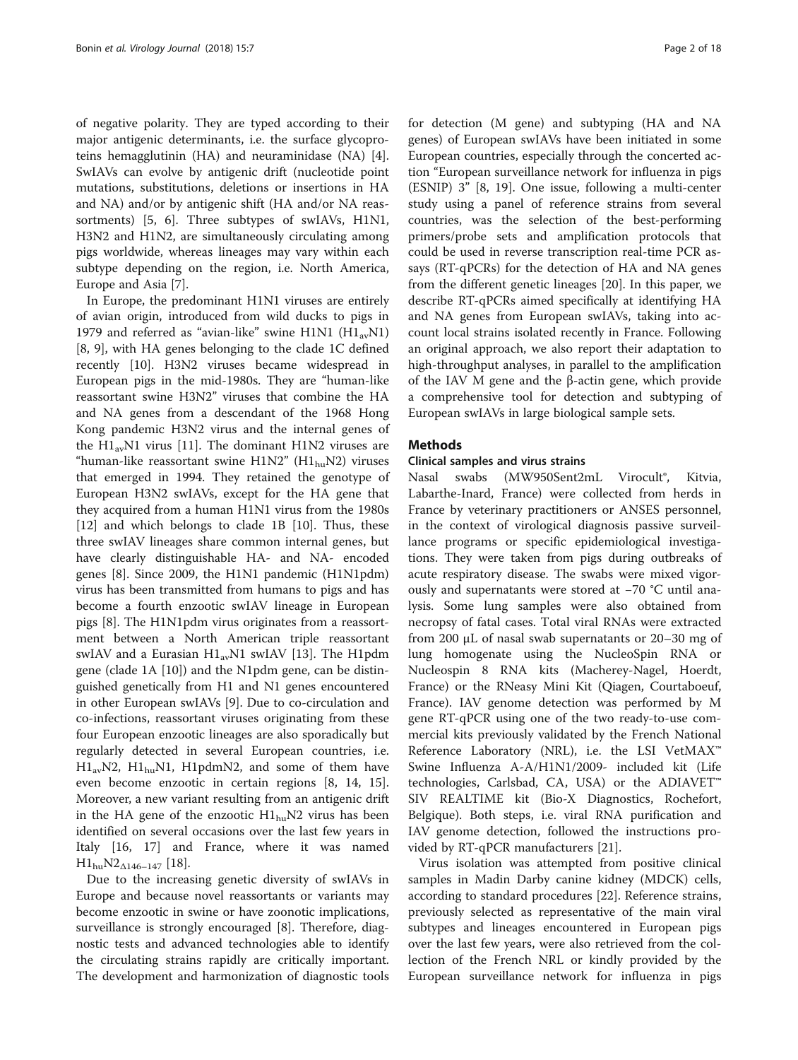of negative polarity. They are typed according to their major antigenic determinants, i.e. the surface glycoproteins hemagglutinin (HA) and neuraminidase (NA) [4]. SwIAVs can evolve by antigenic drift (nucleotide point mutations, substitutions, deletions or insertions in HA and NA) and/or by antigenic shift (HA and/or NA reassortments) [5, 6]. Three subtypes of swIAVs, H1N1, H3N2 and H1N2, are simultaneously circulating among pigs worldwide, whereas lineages may vary within each subtype depending on the region, i.e. North America, Europe and Asia [7].

In Europe, the predominant H1N1 viruses are entirely of avian origin, introduced from wild ducks to pigs in 1979 and referred as "avian-like" swine H1N1 ($H1_{av}N1$) [8, 9], with HA genes belonging to the clade 1C defined recently [10]. H3N2 viruses became widespread in European pigs in the mid-1980s. They are "human-like reassortant swine H3N2" viruses that combine the HA and NA genes from a descendant of the 1968 Hong Kong pandemic H3N2 virus and the internal genes of the $H1_{av}N1$ virus [11]. The dominant H1N2 viruses are "human-like reassortant swine H1N2" ($H1_{hu}N2$) viruses that emerged in 1994. They retained the genotype of European H3N2 swIAVs, except for the HA gene that they acquired from a human H1N1 virus from the 1980s [12] and which belongs to clade 1B [10]. Thus, these three swIAV lineages share common internal genes, but have clearly distinguishable HA- and NA- encoded genes [8]. Since 2009, the H1N1 pandemic (H1N1pdm) virus has been transmitted from humans to pigs and has become a fourth enzootic swIAV lineage in European pigs [8]. The H1N1pdm virus originates from a reassortment between a North American triple reassortant swIAV and a Eurasian $H1_{av}N1$ swIAV [13]. The H1pdm gene (clade 1A [10]) and the N1pdm gene, can be distinguished genetically from H1 and N1 genes encountered in other European swIAVs [9]. Due to co-circulation and co-infections, reassortant viruses originating from these four European enzootic lineages are also sporadically but regularly detected in several European countries, i.e. $H1_{av}N2$, $H1_{hu}N1$, H1pdmN2, and some of them have even become enzootic in certain regions [8, 14, 15]. Moreover, a new variant resulting from an antigenic drift in the HA gene of the enzootic $H1_{hu}N2$ virus has been identified on several occasions over the last few years in Italy [16, 17] and France, where it was named $H1_{hu}N2_{\Delta146-147}$ [18].

Due to the increasing genetic diversity of swIAVs in Europe and because novel reassortants or variants may become enzootic in swine or have zoonotic implications, surveillance is strongly encouraged [8]. Therefore, diagnostic tests and advanced technologies able to identify the circulating strains rapidly are critically important. The development and harmonization of diagnostic tools for detection (M gene) and subtyping (HA and NA genes) of European swIAVs have been initiated in some European countries, especially through the concerted action "European surveillance network for influenza in pigs (ESNIP) 3" [8, 19]. One issue, following a multi-center study using a panel of reference strains from several countries, was the selection of the best-performing primers/probe sets and amplification protocols that could be used in reverse transcription real-time PCR assays (RT-qPCRs) for the detection of HA and NA genes from the different genetic lineages [20]. In this paper, we describe RT-qPCRs aimed specifically at identifying HA and NA genes from European swIAVs, taking into account local strains isolated recently in France. Following an original approach, we also report their adaptation to high-throughput analyses, in parallel to the amplification of the IAV M gene and the β-actin gene, which provide a comprehensive tool for detection and subtyping of European swIAVs in large biological sample sets.

## Methods

### Clinical samples and virus strains

Nasal swabs (MW950Sent2mL Virocult®, Kitvia, Labarthe-Inard, France) were collected from herds in France by veterinary practitioners or ANSES personnel, in the context of virological diagnosis passive surveillance programs or specific epidemiological investigations. They were taken from pigs during outbreaks of acute respiratory disease. The swabs were mixed vigorously and supernatants were stored at −70 °C until analysis. Some lung samples were also obtained from necropsy of fatal cases. Total viral RNAs were extracted from 200 μL of nasal swab supernatants or 20–30 mg of lung homogenate using the NucleoSpin RNA or Nucleospin 8 RNA kits (Macherey-Nagel, Hoerdt, France) or the RNeasy Mini Kit (Qiagen, Courtaboeuf, France). IAV genome detection was performed by M gene RT-qPCR using one of the two ready-to-use commercial kits previously validated by the French National Reference Laboratory (NRL), i.e. the LSI VetMAX™ Swine Influenza A-A/H1N1/2009- included kit (Life technologies, Carlsbad, CA, USA) or the ADIAVET™ SIV REALTIME kit (Bio-X Diagnostics, Rochefort, Belgique). Both steps, i.e. viral RNA purification and IAV genome detection, followed the instructions provided by RT-qPCR manufacturers [21].

Virus isolation was attempted from positive clinical samples in Madin Darby canine kidney (MDCK) cells, according to standard procedures [22]. Reference strains, previously selected as representative of the main viral subtypes and lineages encountered in European pigs over the last few years, were also retrieved from the collection of the French NRL or kindly provided by the European surveillance network for influenza in pigs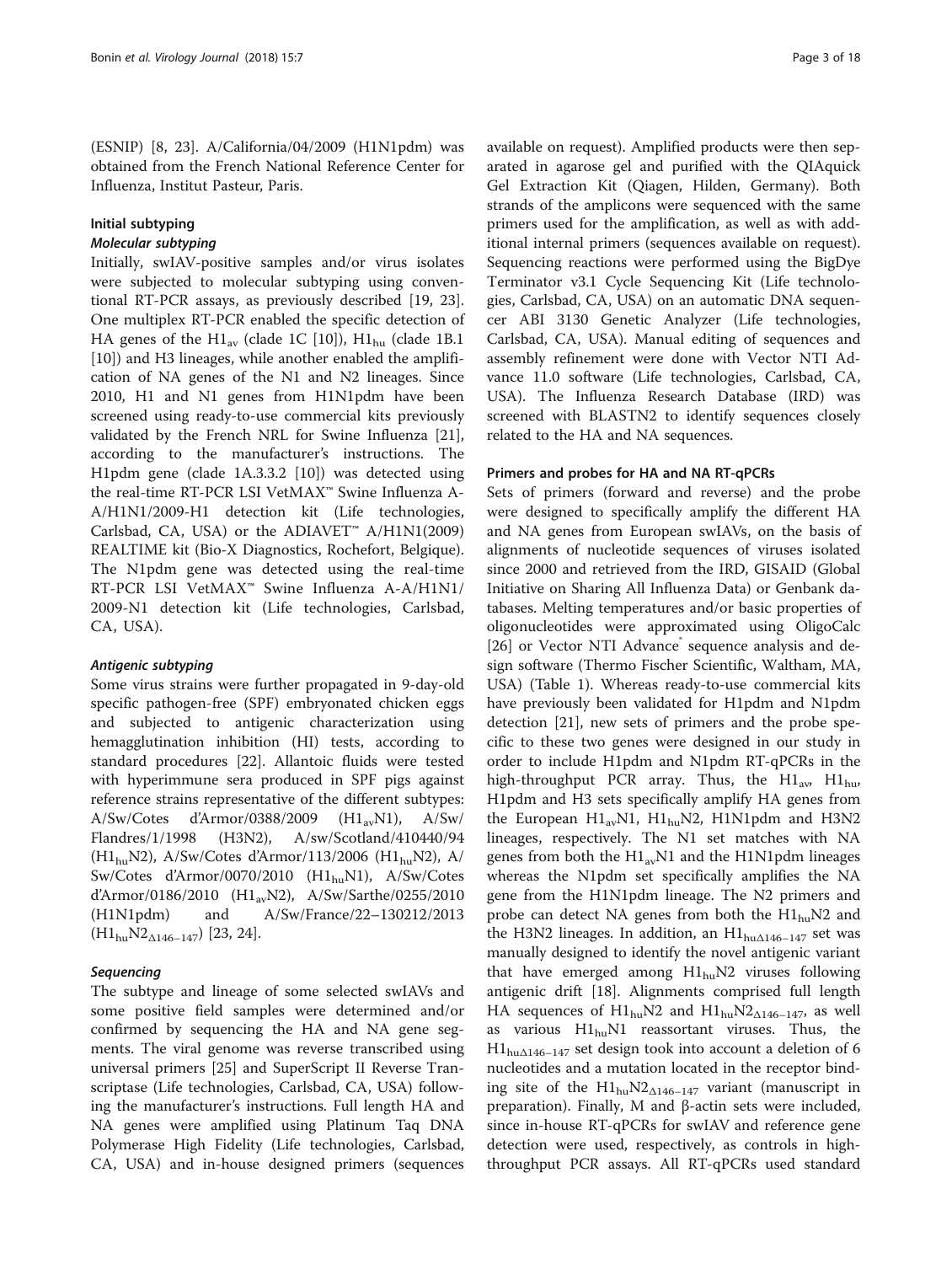(ESNIP) [8, 23]. A/California/04/2009 (H1N1pdm) was obtained from the French National Reference Center for Influenza, Institut Pasteur, Paris.

### Initial subtyping

#### *Molecular subtyping*

Initially, swIAV-positive samples and/or virus isolates were subjected to molecular subtyping using conventional RT-PCR assays, as previously described [19, 23]. One multiplex RT-PCR enabled the specific detection of HA genes of the $H1_{av}$ (clade 1C [10]), $H1_{hu}$ (clade 1B.1 [10]) and H3 lineages, while another enabled the amplification of NA genes of the N1 and N2 lineages. Since 2010, H1 and N1 genes from H1N1pdm have been screened using ready-to-use commercial kits previously validated by the French NRL for Swine Influenza [21], according to the manufacturer's instructions. The H1pdm gene (clade 1A.3.3.2 [10]) was detected using the real-time RT-PCR LSI VetMAX™ Swine Influenza A-A/H1N1/2009-H1 detection kit (Life technologies, Carlsbad, CA, USA) or the ADIAVET™ A/H1N1(2009) REALTIME kit (Bio-X Diagnostics, Rochefort, Belgique). The N1pdm gene was detected using the real-time RT-PCR LSI VetMAX™ Swine Influenza A-A/H1N1/2009-N1 detection kit (Life technologies, Carlsbad, CA, USA).

#### *Antigenic subtyping*

Some virus strains were further propagated in 9-day-old specific pathogen-free (SPF) embryonated chicken eggs and subjected to antigenic characterization using hemagglutination inhibition (HI) tests, according to standard procedures [22]. Allantoic fluids were tested with hyperimmune sera produced in SPF pigs against reference strains representative of the different subtypes: A/Sw/Cotes d'Armor/0388/2009 ($H1_{av}N1$), A/Sw/Flandres/1/1998 (H3N2), A/sw/Scotland/410440/94 ($H1_{hu}N2$), A/Sw/Cotes d'Armor/113/2006 ($H1_{hu}N2$), A/Sw/Cotes d'Armor/0070/2010 ($H1_{hu}N1$), A/Sw/Cotes d'Armor/0186/2010 ($H1_{av}N2$), A/Sw/Sarthe/0255/2010 (H1N1pdm) and A/Sw/France/22–130212/2013 ($H1_{hu}N2_{\Delta 146-147}$) [23, 24].

#### *Sequencing*

The subtype and lineage of some selected swIAVs and some positive field samples were determined and/or confirmed by sequencing the HA and NA gene segments. The viral genome was reverse transcribed using universal primers [25] and SuperScript II Reverse Transcriptase (Life technologies, Carlsbad, CA, USA) following the manufacturer's instructions. Full length HA and NA genes were amplified using Platinum Taq DNA Polymerase High Fidelity (Life technologies, Carlsbad, CA, USA) and in-house designed primers (sequences available on request). Amplified products were then separated in agarose gel and purified with the QIAquick Gel Extraction Kit (Qiagen, Hilden, Germany). Both strands of the amplicons were sequenced with the same primers used for the amplification, as well as with additional internal primers (sequences available on request). Sequencing reactions were performed using the BigDye Terminator v3.1 Cycle Sequencing Kit (Life technologies, Carlsbad, CA, USA) on an automatic DNA sequencer ABI 3130 Genetic Analyzer (Life technologies, Carlsbad, CA, USA). Manual editing of sequences and assembly refinement were done with Vector NTI Advance 11.0 software (Life technologies, Carlsbad, CA, USA). The Influenza Research Database (IRD) was screened with BLASTN2 to identify sequences closely related to the HA and NA sequences.

### Primers and probes for HA and NA RT-qPCRs

Sets of primers (forward and reverse) and the probe were designed to specifically amplify the different HA and NA genes from European swIAVs, on the basis of alignments of nucleotide sequences of viruses isolated since 2000 and retrieved from the IRD, GISAID (Global Initiative on Sharing All Influenza Data) or Genbank databases. Melting temperatures and/or basic properties of oligonucleotides were approximated using OligoCalc [26] or Vector NTI Advance® sequence analysis and design software (Thermo Fischer Scientific, Waltham, MA, USA) (Table 1). Whereas ready-to-use commercial kits have previously been validated for H1pdm and N1pdm detection [21], new sets of primers and the probe specific to these two genes were designed in our study in order to include H1pdm and N1pdm RT-qPCRs in the high-throughput PCR array. Thus, the $H1_{av}$, $H1_{hu}$, H1pdm and H3 sets specifically amplify HA genes from the European $H1_{av}N1$, $H1_{hu}N2$, H1N1pdm and H3N2 lineages, respectively. The N1 set matches with NA genes from both the $H1_{av}N1$ and the H1N1pdm lineages whereas the N1pdm set specifically amplifies the NA gene from the H1N1pdm lineage. The N2 primers and probe can detect NA genes from both the $H1_{hu}N2$ and the H3N2 lineages. In addition, an $H1_{hu\Delta 146-147}$ set was manually designed to identify the novel antigenic variant that have emerged among $H1_{hu}N2$ viruses following antigenic drift [18]. Alignments comprised full length HA sequences of $H1_{hu}N2$ and $H1_{hu}N2_{\Delta 146-147}$, as well as various $H1_{hu}N1$ reassortant viruses. Thus, the $H1_{hu\Delta 146-147}$ set design took into account a deletion of 6 nucleotides and a mutation located in the receptor binding site of the $H1_{hu}N2_{\Delta 146-147}$ variant (manuscript in preparation). Finally, M and β-actin sets were included, since in-house RT-qPCRs for swIAV and reference gene detection were used, respectively, as controls in high-throughput PCR assays. All RT-qPCRs used standard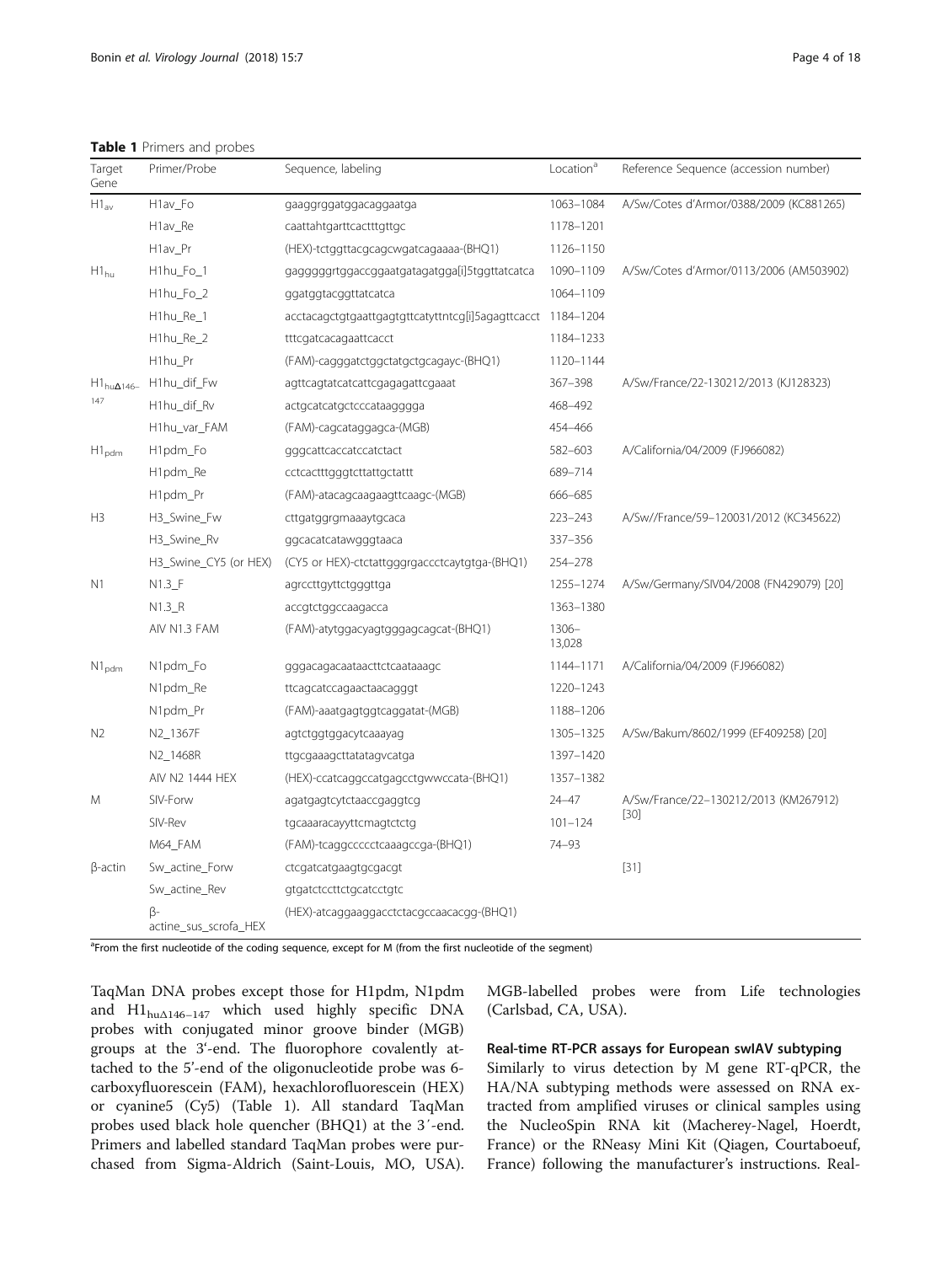**Table 1** Primers and probes

| Target Gene | Primer/Probe | Sequence, labeling | Location[a] | Reference Sequence (accession number) |
|---|---|---|---|---|
| $H1_{av}$ | H1av_Fo | gaaggrggatggacaggaatga | 1063–1084 | A/Sw/Cotes d'Armor/0388/2009 (KC881265) |
| | H1av_Re | caattahtgarttcactttgttgc | 1178–1201 | |
| | H1av_Pr | (HEX)-tctggttacgcagcwgatcagaaaa-(BHQ1) | 1126–1150 | |
| $H1_{hu}$ | H1hu_Fo_1 | gagggggrtggaccggaatgatagatgga[i]5tggttatcatca | 1090–1109 | A/Sw/Cotes d'Armor/0113/2006 (AM503902) |
| | H1hu_Fo_2 | ggatggtacggttatcatca | 1064–1109 | |
| | H1hu_Re_1 | acctacagctgtgaattgagtgttcatytttncg[i]5agagttcacct | 1184–1204 | |
| | H1hu_Re_2 | tttcgatcacagaattcacct | 1184–1233 | |
| | H1hu_Pr | (FAM)-cagggatctggctatgctgcagayc-(BHQ1) | 1120–1144 | |
| $H1_{hu\Delta146-147}$ | H1hu_dif_Fw | agttcagtatcatcattcgagagattcgaaat | 367–398 | A/Sw/France/22-130212/2013 (KJ128323) |
| | H1hu_dif_Rv | actgcatcatgctcccataagggga | 468–492 | |
| | H1hu_var_FAM | (FAM)-cagcataggagca-(MGB) | 454–466 | |
| $H1_{pdm}$ | H1pdm_Fo | gggcattcaccatccatctact | 582–603 | A/California/04/2009 (FJ966082) |
| | H1pdm_Re | cctcactttgggtcttattgctattt | 689–714 | |
| | H1pdm_Pr | (FAM)-atacagcaagaagttcaagc-(MGB) | 666–685 | |
| H3 | H3_Swine_Fw | cttgatggrgmaaaytgcaca | 223–243 | A/Sw//France/59–120031/2012 (KC345622) |
| | H3_Swine_Rv | ggcacatcatawgggtaaca | 337–356 | |
| | H3_Swine_CY5 (or HEX) | (CY5 or HEX)-ctctattgggrgaccctcaytgtga-(BHQ1) | 254–278 | |
| N1 | N1.3_F | agrccttgyttctgggttga | 1255–1274 | A/Sw/Germany/SIV04/2008 (FN429079) [20] |
| | N1.3_R | accgtctggccaagacca | 1363–1380 | |
| | AIV N1.3 FAM | (FAM)-atytggacyagtgggagcagcat-(BHQ1) | 1306–13,028 | |
| $N1_{pdm}$ | N1pdm_Fo | gggacagacaataacttctcaataaagc | 1144–1171 | A/California/04/2009 (FJ966082) |
| | N1pdm_Re | ttcagcatccagaactaacagggt | 1220–1243 | |
| | N1pdm_Pr | (FAM)-aaatgagtggtcaggatat-(MGB) | 1188–1206 | |
| N2 | N2_1367F | agtctggtggacytcaaayag | 1305–1325 | A/Sw/Bakum/8602/1999 (EF409258) [20] |
| | N2_1468R | ttgcgaaagcttatatagvcatga | 1397–1420 | |
| | AIV N2 1444 HEX | (HEX)-ccatcaggccatgagcctgwwccata-(BHQ1) | 1357–1382 | |
| M | SIV-Forw | agatgagtcytctaaccgaggtcg | 24–47 | A/Sw/France/22–130212/2013 (KM267912) [30] |
| | SIV-Rev | tgcaaaracayyttcmagtctctg | 101–124 | |
| | M64_FAM | (FAM)-tcaggccccctcaaagccga-(BHQ1) | 74–93 | |
| β-actin | Sw_actine_Forw | ctcgatcatgaagtgcgacgt | | [31] |
| | Sw_actine_Rev | gtgatctccttctgcatcctgtc | | |
| | β-actine_sus_scrofa_HEX | (HEX)-atcaggaaggacctctacgccaacacgg-(BHQ1) | | |

[a]From the first nucleotide of the coding sequence, except for M (from the first nucleotide of the segment)

TaqMan DNA probes except those for H1pdm, N1pdm and $H1_{hu\Delta146-147}$ which used highly specific DNA probes with conjugated minor groove binder (MGB) groups at the 3'-end. The fluorophore covalently attached to the 5'-end of the oligonucleotide probe was 6-carboxyfluorescein (FAM), hexachlorofluorescein (HEX) or cyanine5 (Cy5) (Table 1). All standard TaqMan probes used black hole quencher (BHQ1) at the 3′-end. Primers and labelled standard TaqMan probes were purchased from Sigma-Aldrich (Saint-Louis, MO, USA). MGB-labelled probes were from Life technologies (Carlsbad, CA, USA).

### Real-time RT-PCR assays for European swIAV subtyping

Similarly to virus detection by M gene RT-qPCR, the HA/NA subtyping methods were assessed on RNA extracted from amplified viruses or clinical samples using the NucleoSpin RNA kit (Macherey-Nagel, Hoerdt, France) or the RNeasy Mini Kit (Qiagen, Courtaboeuf, France) following the manufacturer's instructions. Real-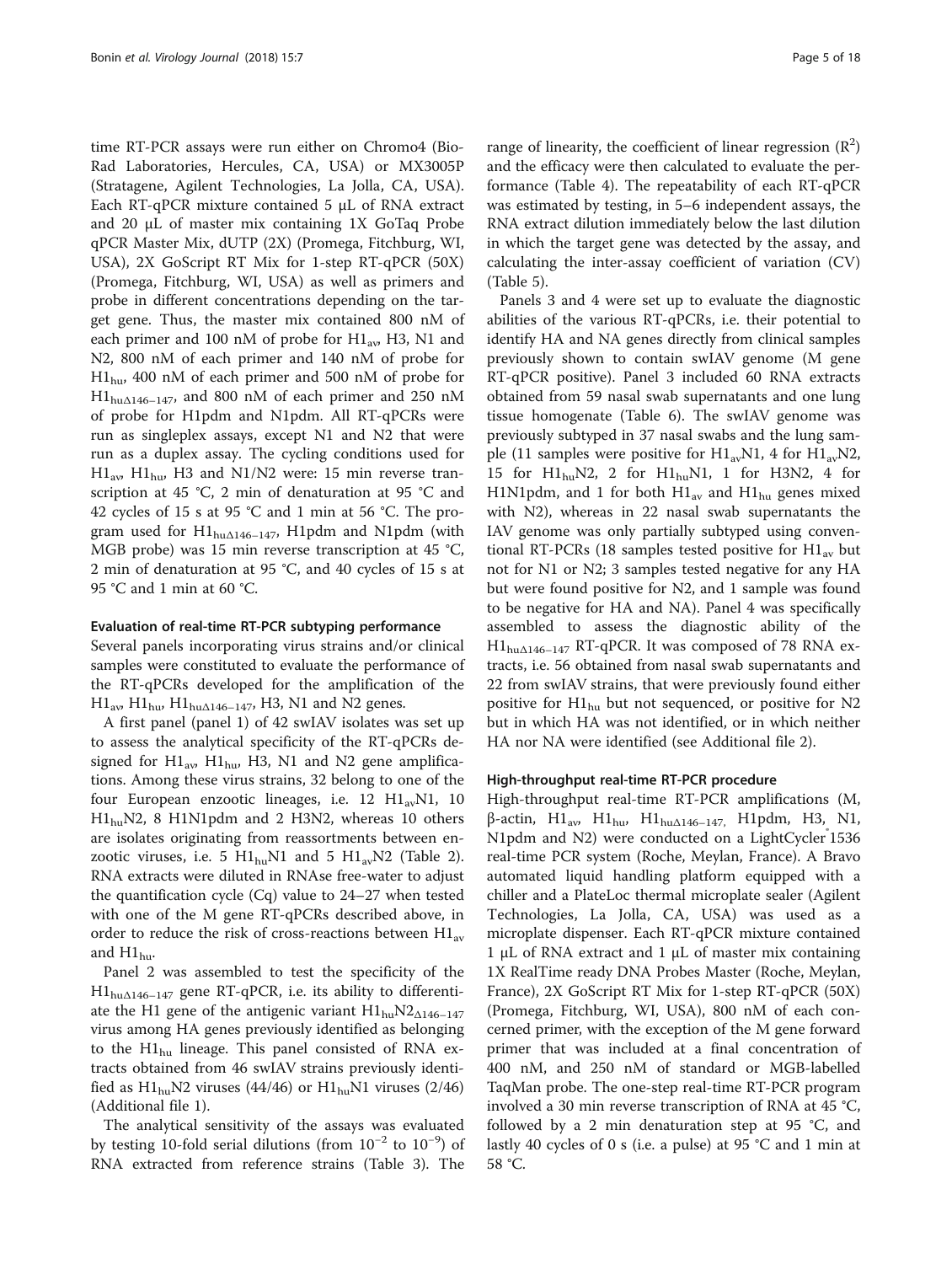time RT-PCR assays were run either on Chromo4 (Bio-Rad Laboratories, Hercules, CA, USA) or MX3005P (Stratagene, Agilent Technologies, La Jolla, CA, USA). Each RT-qPCR mixture contained 5 μL of RNA extract and 20 μL of master mix containing 1X GoTaq Probe qPCR Master Mix, dUTP (2X) (Promega, Fitchburg, WI, USA), 2X GoScript RT Mix for 1-step RT-qPCR (50X) (Promega, Fitchburg, WI, USA) as well as primers and probe in different concentrations depending on the target gene. Thus, the master mix contained 800 nM of each primer and 100 nM of probe for $H1_{av}$, H3, N1 and N2, 800 nM of each primer and 140 nM of probe for $H1_{hu}$, 400 nM of each primer and 500 nM of probe for $H1_{hu\Delta146-147}$, and 800 nM of each primer and 250 nM of probe for H1pdm and N1pdm. All RT-qPCRs were run as singleplex assays, except N1 and N2 that were run as a duplex assay. The cycling conditions used for $H1_{av}$, $H1_{hu}$, H3 and N1/N2 were: 15 min reverse transcription at 45 °C, 2 min of denaturation at 95 °C and 42 cycles of 15 s at 95 °C and 1 min at 56 °C. The program used for $H1_{hu\Delta146-147}$, H1pdm and N1pdm (with MGB probe) was 15 min reverse transcription at 45 °C, 2 min of denaturation at 95 °C, and 40 cycles of 15 s at 95 °C and 1 min at 60 °C.

### Evaluation of real-time RT-PCR subtyping performance

Several panels incorporating virus strains and/or clinical samples were constituted to evaluate the performance of the RT-qPCRs developed for the amplification of the $H1_{av}$, $H1_{hu}$, $H1_{hu\Delta146-147}$, H3, N1 and N2 genes.

A first panel (panel 1) of 42 swIAV isolates was set up to assess the analytical specificity of the RT-qPCRs designed for $H1_{av}$, $H1_{hu}$, H3, N1 and N2 gene amplifications. Among these virus strains, 32 belong to one of the four European enzootic lineages, i.e. 12 $H1_{av}N1$, 10 $H1_{hu}N2$, 8 H1N1pdm and 2 H3N2, whereas 10 others are isolates originating from reassortments between enzootic viruses, i.e. 5 $H1_{hu}N1$ and 5 $H1_{av}N2$ (Table 2). RNA extracts were diluted in RNAse free-water to adjust the quantification cycle (Cq) value to 24–27 when tested with one of the M gene RT-qPCRs described above, in order to reduce the risk of cross-reactions between $H1_{av}$ and $H1_{hu}$.

Panel 2 was assembled to test the specificity of the $H1_{hu\Delta146-147}$ gene RT-qPCR, i.e. its ability to differentiate the H1 gene of the antigenic variant $H1_{hu}N2_{\Delta146-147}$ virus among HA genes previously identified as belonging to the $H1_{hu}$ lineage. This panel consisted of RNA extracts obtained from 46 swIAV strains previously identified as $H1_{hu}N2$ viruses (44/46) or $H1_{hu}N1$ viruses (2/46) (Additional file 1).

The analytical sensitivity of the assays was evaluated by testing 10-fold serial dilutions (from $10^{-2}$ to $10^{-9}$) of RNA extracted from reference strains (Table 3). The range of linearity, the coefficient of linear regression ($R^2$) and the efficacy were then calculated to evaluate the performance (Table 4). The repeatability of each RT-qPCR was estimated by testing, in 5–6 independent assays, the RNA extract dilution immediately below the last dilution in which the target gene was detected by the assay, and calculating the inter-assay coefficient of variation (CV) (Table 5).

Panels 3 and 4 were set up to evaluate the diagnostic abilities of the various RT-qPCRs, i.e. their potential to identify HA and NA genes directly from clinical samples previously shown to contain swIAV genome (M gene RT-qPCR positive). Panel 3 included 60 RNA extracts obtained from 59 nasal swab supernatants and one lung tissue homogenate (Table 6). The swIAV genome was previously subtyped in 37 nasal swabs and the lung sample (11 samples were positive for $H1_{av}N1$, 4 for $H1_{av}N2$, 15 for $H1_{hu}N2$, 2 for $H1_{hu}N1$, 1 for H3N2, 4 for H1N1pdm, and 1 for both $H1_{av}$ and $H1_{hu}$ genes mixed with N2), whereas in 22 nasal swab supernatants the IAV genome was only partially subtyped using conventional RT-PCRs (18 samples tested positive for $H1_{av}$ but not for N1 or N2; 3 samples tested negative for any HA but were found positive for N2, and 1 sample was found to be negative for HA and NA). Panel 4 was specifically assembled to assess the diagnostic ability of the $H1_{hu\Delta146-147}$ RT-qPCR. It was composed of 78 RNA extracts, i.e. 56 obtained from nasal swab supernatants and 22 from swIAV strains, that were previously found either positive for $H1_{hu}$ but not sequenced, or positive for N2 but in which HA was not identified, or in which neither HA nor NA were identified (see Additional file 2).

### High-throughput real-time RT-PCR procedure

High-throughput real-time RT-PCR amplifications (M, β-actin, $H1_{av}$, $H1_{hu}$, $H1_{hu\Delta146-147}$, H1pdm, H3, N1, N1pdm and N2) were conducted on a LightCycler® 1536 real-time PCR system (Roche, Meylan, France). A Bravo automated liquid handling platform equipped with a chiller and a PlateLoc thermal microplate sealer (Agilent Technologies, La Jolla, CA, USA) was used as a microplate dispenser. Each RT-qPCR mixture contained 1 μL of RNA extract and 1 μL of master mix containing 1X RealTime ready DNA Probes Master (Roche, Meylan, France), 2X GoScript RT Mix for 1-step RT-qPCR (50X) (Promega, Fitchburg, WI, USA), 800 nM of each concerned primer, with the exception of the M gene forward primer that was included at a final concentration of 400 nM, and 250 nM of standard or MGB-labelled TaqMan probe. The one-step real-time RT-PCR program involved a 30 min reverse transcription of RNA at 45 °C, followed by a 2 min denaturation step at 95 °C, and lastly 40 cycles of 0 s (i.e. a pulse) at 95 °C and 1 min at 58 °C.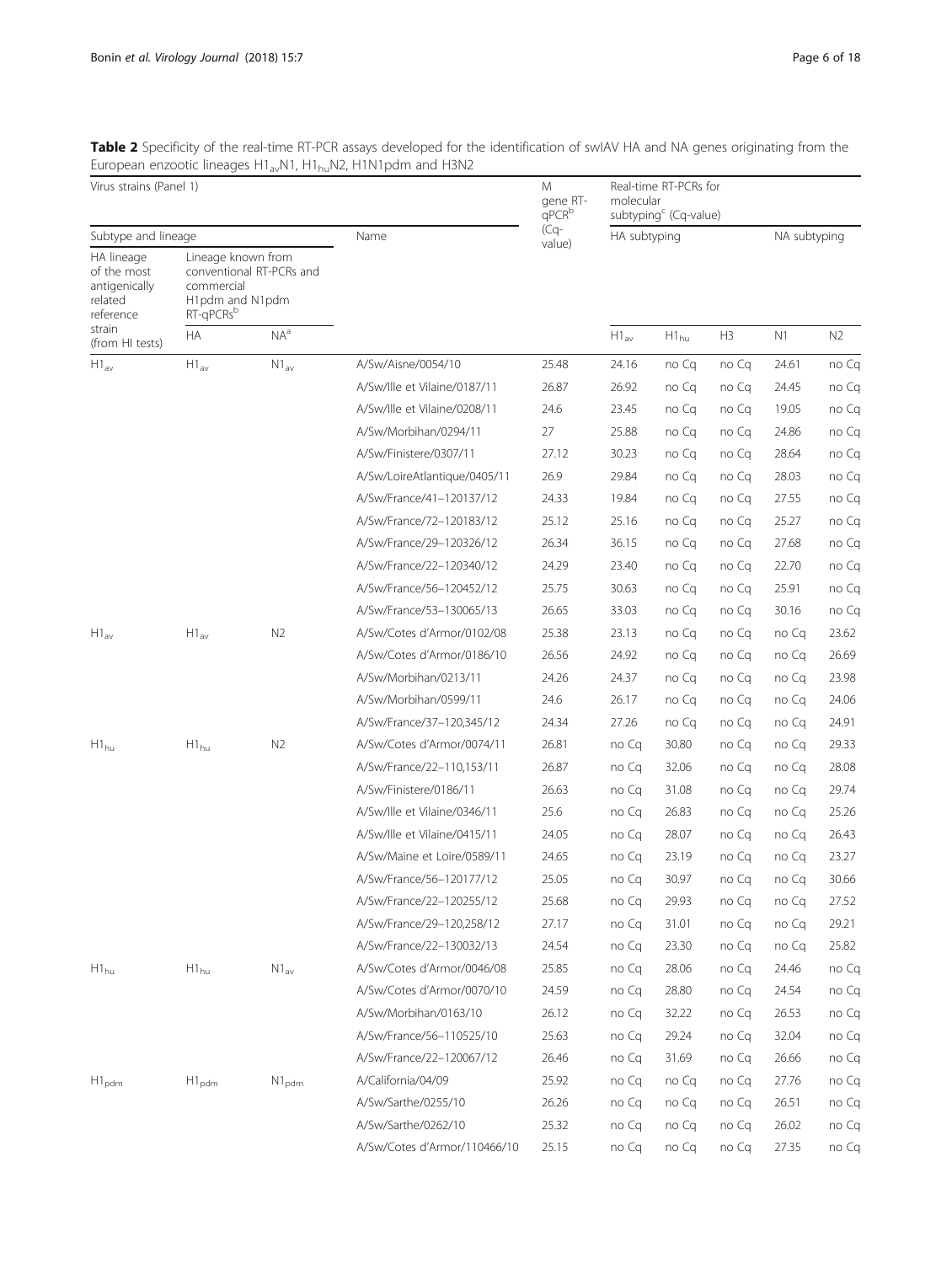**Table 2** Specificity of the real-time RT-PCR assays developed for the identification of swIAV HA and NA genes originating from the European enzootic lineages $H1_{av}N1$, $H1_{hu}N2$, H1N1pdm and H3N2

| Virus strains (Panel 1) | | | | M gene RT-qPCR[b] (Cq-value) | Real-time RT-PCRs for molecular subtyping[c] (Cq-value) | | | | |
|---|---|---|---|---|---|---|---|---|---|
| Subtype and lineage | | | Name | | HA subtyping | | | NA subtyping | |
| HA lineage of the most antigenically related reference strain (from HI tests) | Lineage known from conventional RT-PCRs and commercial H1pdm and N1pdm RT-qPCRs[b] | | | | | | | | |
| | HA | NA[a] | | | $H1_{av}$ | $H1_{hu}$ | H3 | N1 | N2 |
| $H1_{av}$ | $H1_{av}$ | $N1_{av}$ | A/Sw/Aisne/0054/10 | 25.48 | 24.16 | no Cq | no Cq | 24.61 | no Cq |
| | | | A/Sw/Ille et Vilaine/0187/11 | 26.87 | 26.92 | no Cq | no Cq | 24.45 | no Cq |
| | | | A/Sw/Ille et Vilaine/0208/11 | 24.6 | 23.45 | no Cq | no Cq | 19.05 | no Cq |
| | | | A/Sw/Morbihan/0294/11 | 27 | 25.88 | no Cq | no Cq | 24.86 | no Cq |
| | | | A/Sw/Finistere/0307/11 | 27.12 | 30.23 | no Cq | no Cq | 28.64 | no Cq |
| | | | A/Sw/LoireAtlantique/0405/11 | 26.9 | 29.84 | no Cq | no Cq | 28.03 | no Cq |
| | | | A/Sw/France/41–120137/12 | 24.33 | 19.84 | no Cq | no Cq | 27.55 | no Cq |
| | | | A/Sw/France/72–120183/12 | 25.12 | 25.16 | no Cq | no Cq | 25.27 | no Cq |
| | | | A/Sw/France/29–120326/12 | 26.34 | 36.15 | no Cq | no Cq | 27.68 | no Cq |
| | | | A/Sw/France/22–120340/12 | 24.29 | 23.40 | no Cq | no Cq | 22.70 | no Cq |
| | | | A/Sw/France/56–120452/12 | 25.75 | 30.63 | no Cq | no Cq | 25.91 | no Cq |
| | | | A/Sw/France/53–130065/13 | 26.65 | 33.03 | no Cq | no Cq | 30.16 | no Cq |
| $H1_{av}$ | $H1_{av}$ | N2 | A/Sw/Cotes d'Armor/0102/08 | 25.38 | 23.13 | no Cq | no Cq | no Cq | 23.62 |
| | | | A/Sw/Cotes d'Armor/0186/10 | 26.56 | 24.92 | no Cq | no Cq | no Cq | 26.69 |
| | | | A/Sw/Morbihan/0213/11 | 24.26 | 24.37 | no Cq | no Cq | no Cq | 23.98 |
| | | | A/Sw/Morbihan/0599/11 | 24.6 | 26.17 | no Cq | no Cq | no Cq | 24.06 |
| | | | A/Sw/France/37–120,345/12 | 24.34 | 27.26 | no Cq | no Cq | no Cq | 24.91 |
| $H1_{hu}$ | $H1_{hu}$ | N2 | A/Sw/Cotes d'Armor/0074/11 | 26.81 | no Cq | 30.80 | no Cq | no Cq | 29.33 |
| | | | A/Sw/France/22–110,153/11 | 26.87 | no Cq | 32.06 | no Cq | no Cq | 28.08 |
| | | | A/Sw/Finistere/0186/11 | 26.63 | no Cq | 31.08 | no Cq | no Cq | 29.74 |
| | | | A/Sw/Ille et Vilaine/0346/11 | 25.6 | no Cq | 26.83 | no Cq | no Cq | 25.26 |
| | | | A/Sw/Ille et Vilaine/0415/11 | 24.05 | no Cq | 28.07 | no Cq | no Cq | 26.43 |
| | | | A/Sw/Maine et Loire/0589/11 | 24.65 | no Cq | 23.19 | no Cq | no Cq | 23.27 |
| | | | A/Sw/France/56–120177/12 | 25.05 | no Cq | 30.97 | no Cq | no Cq | 30.66 |
| | | | A/Sw/France/22–120255/12 | 25.68 | no Cq | 29.93 | no Cq | no Cq | 27.52 |
| | | | A/Sw/France/29–120,258/12 | 27.17 | no Cq | 31.01 | no Cq | no Cq | 29.21 |
| | | | A/Sw/France/22–130032/13 | 24.54 | no Cq | 23.30 | no Cq | no Cq | 25.82 |
| $H1_{hu}$ | $H1_{hu}$ | $N1_{av}$ | A/Sw/Cotes d'Armor/0046/08 | 25.85 | no Cq | 28.06 | no Cq | 24.46 | no Cq |
| | | | A/Sw/Cotes d'Armor/0070/10 | 24.59 | no Cq | 28.80 | no Cq | 24.54 | no Cq |
| | | | A/Sw/Morbihan/0163/10 | 26.12 | no Cq | 32.22 | no Cq | 26.53 | no Cq |
| | | | A/Sw/France/56–110525/10 | 25.63 | no Cq | 29.24 | no Cq | 32.04 | no Cq |
| | | | A/Sw/France/22–120067/12 | 26.46 | no Cq | 31.69 | no Cq | 26.66 | no Cq |
| $H1_{pdm}$ | $H1_{pdm}$ | $N1_{pdm}$ | A/California/04/09 | 25.92 | no Cq | no Cq | no Cq | 27.76 | no Cq |
| | | | A/Sw/Sarthe/0255/10 | 26.26 | no Cq | no Cq | no Cq | 26.51 | no Cq |
| | | | A/Sw/Sarthe/0262/10 | 25.32 | no Cq | no Cq | no Cq | 26.02 | no Cq |
| | | | A/Sw/Cotes d'Armor/110466/10 | 25.15 | no Cq | no Cq | no Cq | 27.35 | no Cq |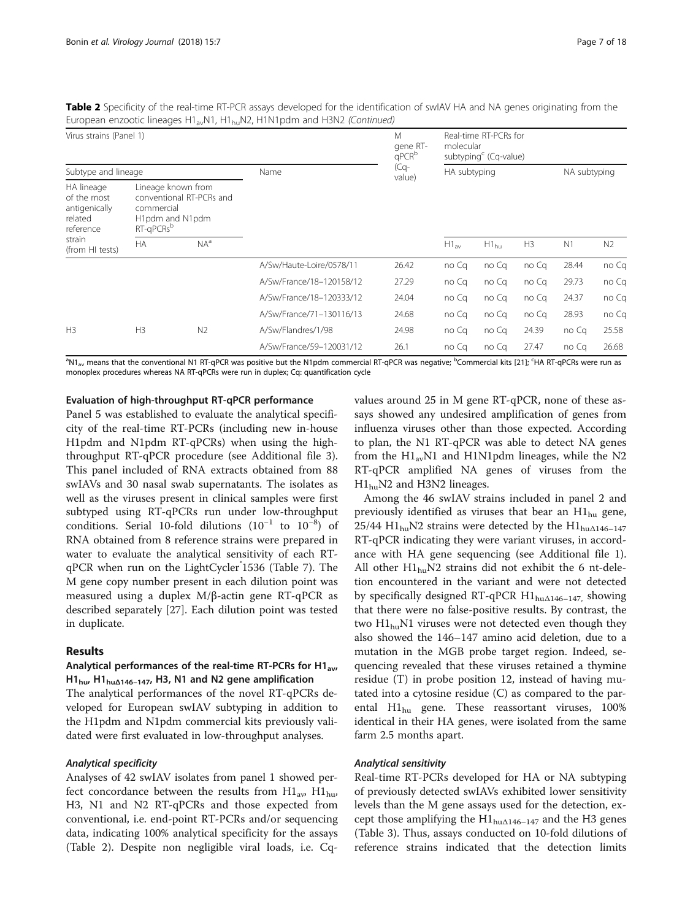**Table 2** Specificity of the real-time RT-PCR assays developed for the identification of swIAV HA and NA genes originating from the European enzootic lineages $H1_{av}N1$, $H1_{hu}N2$, H1N1pdm and H3N2 *(Continued)*

| Virus strains (Panel 1) | | | | M gene RT-qPCR[b] (Cq-value) | Real-time RT-PCRs for molecular subtyping[c] (Cq-value) | | | | |
|---|---|---|---|---|---|---|---|---|---|
| Subtype and lineage | | | Name | | HA subtyping | | | NA subtyping | |
| HA lineage of the most antigenically related reference strain (from HI tests) | Lineage known from conventional RT-PCRs and commercial H1pdm and N1pdm RT-qPCRs[b] | | | | | | | | |
| | HA | NA[a] | | | $H1_{av}$ | $H1_{hu}$ | H3 | N1 | N2 |
| | | | A/Sw/Haute-Loire/0578/11 | 26.42 | no Cq | no Cq | no Cq | 28.44 | no Cq |
| | | | A/Sw/France/18–120158/12 | 27.29 | no Cq | no Cq | no Cq | 29.73 | no Cq |
| | | | A/Sw/France/18–120333/12 | 24.04 | no Cq | no Cq | no Cq | 24.37 | no Cq |
| | | | A/Sw/France/71–130116/13 | 24.68 | no Cq | no Cq | no Cq | 28.93 | no Cq |
| H3 | H3 | N2 | A/Sw/Flandres/1/98 | 24.98 | no Cq | no Cq | 24.39 | no Cq | 25.58 |
| | | | A/Sw/France/59–120031/12 | 26.1 | no Cq | no Cq | 27.47 | no Cq | 26.68 |

[a]$N1_{av}$ means that the conventional N1 RT-qPCR was positive but the N1pdm commercial RT-qPCR was negative; [b]Commercial kits [21]; [c]HA RT-qPCRs were run as monoplex procedures whereas NA RT-qPCRs were run in duplex; Cq: quantification cycle

#### Evaluation of high-throughput RT-qPCR performance

Panel 5 was established to evaluate the analytical specificity of the real-time RT-PCRs (including new in-house H1pdm and N1pdm RT-qPCRs) when using the high-throughput RT-qPCR procedure (see Additional file 3). This panel included of RNA extracts obtained from 88 swIAVs and 30 nasal swab supernatants. The isolates as well as the viruses present in clinical samples were first subtyped using RT-qPCRs run under low-throughput conditions. Serial 10-fold dilutions ($10^{-1}$ to $10^{-8}$) of RNA obtained from 8 reference strains were prepared in water to evaluate the analytical sensitivity of each RT-qPCR when run on the LightCycler®1536 (Table 7). The M gene copy number present in each dilution point was measured using a duplex M/β-actin gene RT-qPCR as described separately [27]. Each dilution point was tested in duplicate.

## Results

### Analytical performances of the real-time RT-PCRs for $H1_{av}$, $H1_{hu}$, $H1_{hu\Delta146-147}$, H3, N1 and N2 gene amplification

The analytical performances of the novel RT-qPCRs developed for European swIAV subtyping in addition to the H1pdm and N1pdm commercial kits previously validated were first evaluated in low-throughput analyses.

#### *Analytical specificity*

Analyses of 42 swIAV isolates from panel 1 showed perfect concordance between the results from $H1_{av}$, $H1_{hu}$, H3, N1 and N2 RT-qPCRs and those expected from conventional, i.e. end-point RT-PCRs and/or sequencing data, indicating 100% analytical specificity for the assays (Table 2). Despite non negligible viral loads, i.e. Cq-values around 25 in M gene RT-qPCR, none of these assays showed any undesired amplification of genes from influenza viruses other than those expected. According to plan, the N1 RT-qPCR was able to detect NA genes from the $H1_{av}N1$ and H1N1pdm lineages, while the N2 RT-qPCR amplified NA genes of viruses from the $H1_{hu}N2$ and H3N2 lineages.

Among the 46 swIAV strains included in panel 2 and previously identified as viruses that bear an $H1_{hu}$ gene, 25/44 $H1_{hu}N2$ strains were detected by the $H1_{hu\Delta146-147}$ RT-qPCR indicating they were variant viruses, in accordance with HA gene sequencing (see Additional file 1). All other $H1_{hu}N2$ strains did not exhibit the 6 nt-deletion encountered in the variant and were not detected by specifically designed RT-qPCR $H1_{hu\Delta146-147}$, showing that there were no false-positive results. By contrast, the two $H1_{hu}N1$ viruses were not detected even though they also showed the 146–147 amino acid deletion, due to a mutation in the MGB probe target region. Indeed, sequencing revealed that these viruses retained a thymine residue (T) in probe position 12, instead of having mutated into a cytosine residue (C) as compared to the parental $H1_{hu}$ gene. These reassortant viruses, 100% identical in their HA genes, were isolated from the same farm 2.5 months apart.

#### *Analytical sensitivity*

Real-time RT-PCRs developed for HA or NA subtyping of previously detected swIAVs exhibited lower sensitivity levels than the M gene assays used for the detection, except those amplifying the $H1_{hu\Delta146-147}$ and the H3 genes (Table 3). Thus, assays conducted on 10-fold dilutions of reference strains indicated that the detection limits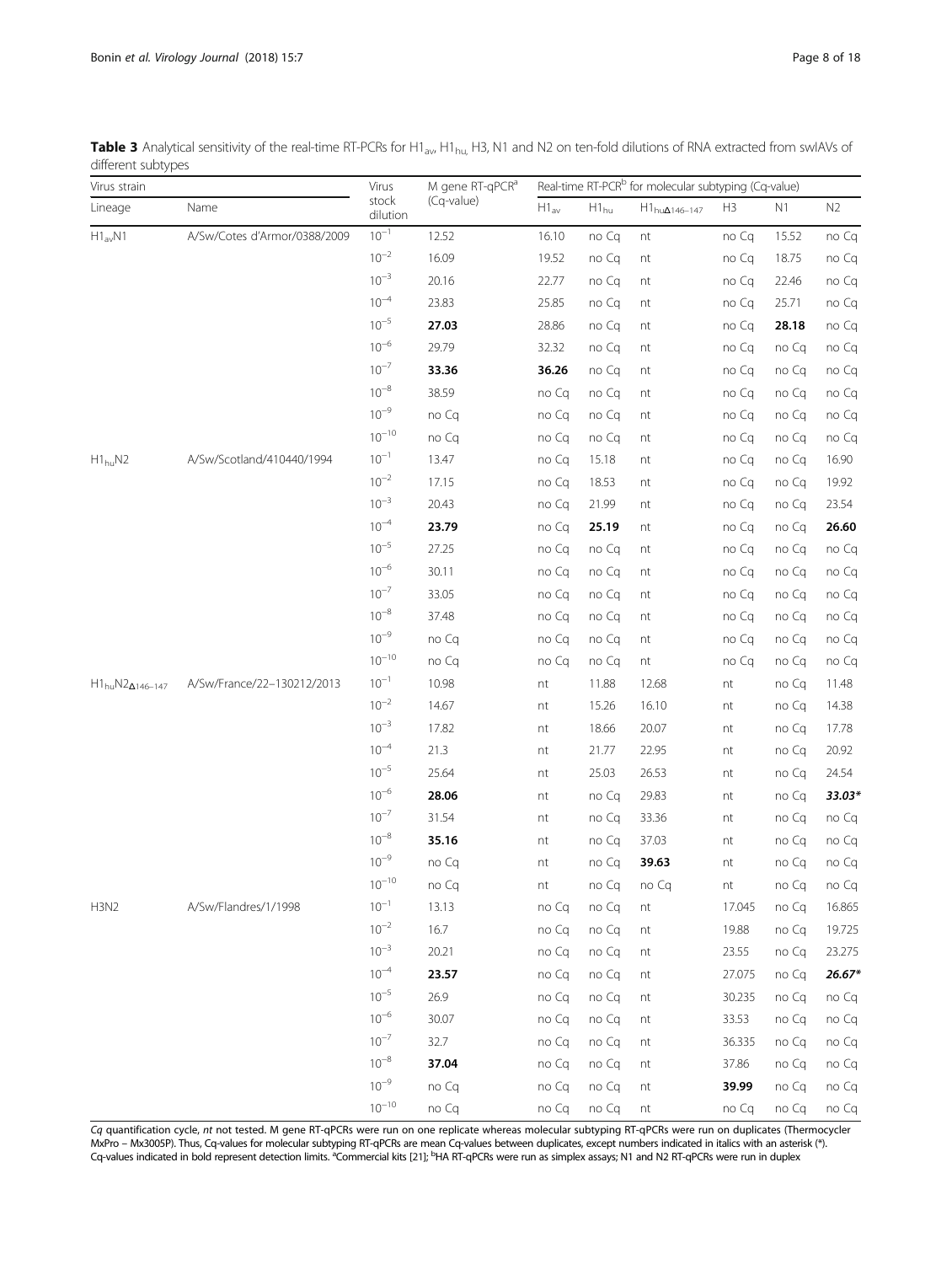**Table 3** Analytical sensitivity of the real-time RT-PCRs for $H1_{av}$, $H1_{hu}$, H3, N1 and N2 on ten-fold dilutions of RNA extracted from swIAVs of different subtypes

| Virus strain | | Virus stock dilution | M gene RT-qPCR[a] (Cq-value) | Real-time RT-PCR[b] for molecular subtyping (Cq-value) | | | | | |
|---|---|---|---|---|---|---|---|---|---|
| Lineage | Name | | | $H1_{av}$ | $H1_{hu}$ | $H1_{hu\Delta146-147}$ | H3 | N1 | N2 |
| $H1_{av}N1$ | A/Sw/Cotes d'Armor/0388/2009 | $10^{-1}$ | 12.52 | 16.10 | no Cq | nt | no Cq | 15.52 | no Cq |
| | | $10^{-2}$ | 16.09 | 19.52 | no Cq | nt | no Cq | 18.75 | no Cq |
| | | $10^{-3}$ | 20.16 | 22.77 | no Cq | nt | no Cq | 22.46 | no Cq |
| | | $10^{-4}$ | 23.83 | 25.85 | no Cq | nt | no Cq | 25.71 | no Cq |
| | | $10^{-5}$ | **27.03** | 28.86 | no Cq | nt | no Cq | **28.18** | no Cq |
| | | $10^{-6}$ | 29.79 | 32.32 | no Cq | nt | no Cq | no Cq | no Cq |
| | | $10^{-7}$ | **33.36** | **36.26** | no Cq | nt | no Cq | no Cq | no Cq |
| | | $10^{-8}$ | 38.59 | no Cq | no Cq | nt | no Cq | no Cq | no Cq |
| | | $10^{-9}$ | no Cq | no Cq | no Cq | nt | no Cq | no Cq | no Cq |
| | | $10^{-10}$ | no Cq | no Cq | no Cq | nt | no Cq | no Cq | no Cq |
| $H1_{hu}N2$ | A/Sw/Scotland/410440/1994 | $10^{-1}$ | 13.47 | no Cq | 15.18 | nt | no Cq | no Cq | 16.90 |
| | | $10^{-2}$ | 17.15 | no Cq | 18.53 | nt | no Cq | no Cq | 19.92 |
| | | $10^{-3}$ | 20.43 | no Cq | 21.99 | nt | no Cq | no Cq | 23.54 |
| | | $10^{-4}$ | **23.79** | no Cq | **25.19** | nt | no Cq | no Cq | **26.60** |
| | | $10^{-5}$ | 27.25 | no Cq | no Cq | nt | no Cq | no Cq | no Cq |
| | | $10^{-6}$ | 30.11 | no Cq | no Cq | nt | no Cq | no Cq | no Cq |
| | | $10^{-7}$ | 33.05 | no Cq | no Cq | nt | no Cq | no Cq | no Cq |
| | | $10^{-8}$ | 37.48 | no Cq | no Cq | nt | no Cq | no Cq | no Cq |
| | | $10^{-9}$ | no Cq | no Cq | no Cq | nt | no Cq | no Cq | no Cq |
| | | $10^{-10}$ | no Cq | no Cq | no Cq | nt | no Cq | no Cq | no Cq |
| $H1_{hu}N2_{\Delta146-147}$ | A/Sw/France/22–130212/2013 | $10^{-1}$ | 10.98 | nt | 11.88 | 12.68 | nt | no Cq | 11.48 |
| | | $10^{-2}$ | 14.67 | nt | 15.26 | 16.10 | nt | no Cq | 14.38 |
| | | $10^{-3}$ | 17.82 | nt | 18.66 | 20.07 | nt | no Cq | 17.78 |
| | | $10^{-4}$ | 21.3 | nt | 21.77 | 22.95 | nt | no Cq | 20.92 |
| | | $10^{-5}$ | 25.64 | nt | 25.03 | 26.53 | nt | no Cq | 24.54 |
| | | $10^{-6}$ | **28.06** | nt | no Cq | 29.83 | nt | no Cq | ***33.03**** |
| | | $10^{-7}$ | 31.54 | nt | no Cq | 33.36 | nt | no Cq | no Cq |
| | | $10^{-8}$ | **35.16** | nt | no Cq | 37.03 | nt | no Cq | no Cq |
| | | $10^{-9}$ | no Cq | nt | no Cq | **39.63** | nt | no Cq | no Cq |
| | | $10^{-10}$ | no Cq | nt | no Cq | no Cq | nt | no Cq | no Cq |
| H3N2 | A/Sw/Flandres/1/1998 | $10^{-1}$ | 13.13 | no Cq | no Cq | nt | 17.045 | no Cq | 16.865 |
| | | $10^{-2}$ | 16.7 | no Cq | no Cq | nt | 19.88 | no Cq | 19.725 |
| | | $10^{-3}$ | 20.21 | no Cq | no Cq | nt | 23.55 | no Cq | 23.275 |
| | | $10^{-4}$ | **23.57** | no Cq | no Cq | nt | 27.075 | no Cq | ***26.67**** |
| | | $10^{-5}$ | 26.9 | no Cq | no Cq | nt | 30.235 | no Cq | no Cq |
| | | $10^{-6}$ | 30.07 | no Cq | no Cq | nt | 33.53 | no Cq | no Cq |
| | | $10^{-7}$ | 32.7 | no Cq | no Cq | nt | 36.335 | no Cq | no Cq |
| | | $10^{-8}$ | **37.04** | no Cq | no Cq | nt | 37.86 | no Cq | no Cq |
| | | $10^{-9}$ | no Cq | no Cq | no Cq | nt | **39.99** | no Cq | no Cq |
| | | $10^{-10}$ | no Cq | no Cq | no Cq | nt | no Cq | no Cq | no Cq |

*Cq* quantification cycle, *nt* not tested. M gene RT-qPCRs were run on one replicate whereas molecular subtyping RT-qPCRs were run on duplicates (Thermocycler MxPro – Mx3005P). Thus, Cq-values for molecular subtyping RT-qPCRs are mean Cq-values between duplicates, except numbers indicated in italics with an asterisk (*). Cq-values indicated in bold represent detection limits. [a]Commercial kits [21]; [b]HA RT-qPCRs were run as simplex assays; N1 and N2 RT-qPCRs were run in duplex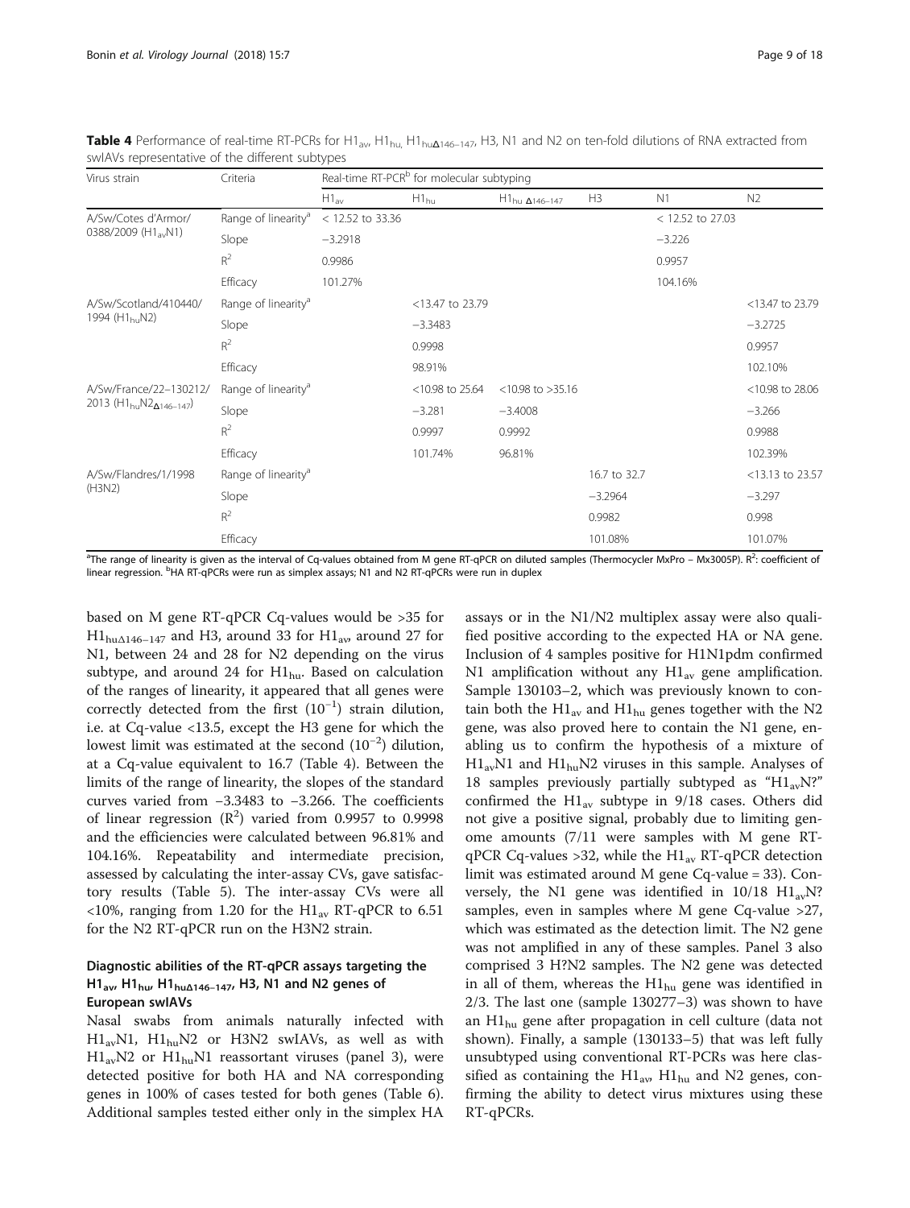**Table 4** Performance of real-time RT-PCRs for $H1_{av}$, $H1_{hu}$, $H1_{hu\Delta146-147}$, H3, N1 and N2 on ten-fold dilutions of RNA extracted from swIAVs representative of the different subtypes

| Virus strain | Criteria | Real-time RT-PCR[b] for molecular subtyping | | | | | |
|---|---|---|---|---|---|---|---|
| | | $H1_{av}$ | $H1_{hu}$ | $H1_{hu\ \Delta146-147}$ | H3 | N1 | N2 |
| A/Sw/Cotes d'Armor/ 0388/2009 ($H1_{av}N1$) | Range of linearity[a] | < 12.52 to 33.36 | | | | < 12.52 to 27.03 | |
| | Slope | −3.2918 | | | | −3.226 | |
| | $R^2$ | 0.9986 | | | | 0.9957 | |
| | Efficacy | 101.27% | | | | 104.16% | |
| A/Sw/Scotland/410440/ 1994 ($H1_{hu}N2$) | Range of linearity[a] | | <13.47 to 23.79 | | | | <13.47 to 23.79 |
| | Slope | | −3.3483 | | | | −3.2725 |
| | $R^2$ | | 0.9998 | | | | 0.9957 |
| | Efficacy | | 98.91% | | | | 102.10% |
| A/Sw/France/22–130212/ 2013 ($H1_{hu}N2_{\Delta146-147}$) | Range of linearity[a] | | <10.98 to 25.64 | <10.98 to >35.16 | | | <10.98 to 28.06 |
| | Slope | | −3.281 | −3.4008 | | | −3.266 |
| | $R^2$ | | 0.9997 | 0.9992 | | | 0.9988 |
| | Efficacy | | 101.74% | 96.81% | | | 102.39% |
| A/Sw/Flandres/1/1998 (H3N2) | Range of linearity[a] | | | | 16.7 to 32.7 | | <13.13 to 23.57 |
| | Slope | | | | −3.2964 | | −3.297 |
| | $R^2$ | | | | 0.9982 | | 0.998 |
| | Efficacy | | | | 101.08% | | 101.07% |

[a]The range of linearity is given as the interval of Cq-values obtained from M gene RT-qPCR on diluted samples (Thermocycler MxPro – Mx3005P). $R^2$: coefficient of linear regression. [b]HA RT-qPCRs were run as simplex assays; N1 and N2 RT-qPCRs were run in duplex

based on M gene RT-qPCR Cq-values would be >35 for $H1_{hu\Delta146-147}$ and H3, around 33 for $H1_{av}$, around 27 for N1, between 24 and 28 for N2 depending on the virus subtype, and around 24 for $H1_{hu}$. Based on calculation of the ranges of linearity, it appeared that all genes were correctly detected from the first ($10^{-1}$) strain dilution, i.e. at Cq-value <13.5, except the H3 gene for which the lowest limit was estimated at the second ($10^{-2}$) dilution, at a Cq-value equivalent to 16.7 (Table 4). Between the limits of the range of linearity, the slopes of the standard curves varied from −3.3483 to −3.266. The coefficients of linear regression ($R^2$) varied from 0.9957 to 0.9998 and the efficiencies were calculated between 96.81% and 104.16%. Repeatability and intermediate precision, assessed by calculating the inter-assay CVs, gave satisfactory results (Table 5). The inter-assay CVs were all <10%, ranging from 1.20 for the $H1_{av}$ RT-qPCR to 6.51 for the N2 RT-qPCR run on the H3N2 strain.

## Diagnostic abilities of the RT-qPCR assays targeting the $H1_{av}$, $H1_{hu}$, $H1_{hu\Delta146-147}$, H3, N1 and N2 genes of European swIAVs

Nasal swabs from animals naturally infected with $H1_{av}N1$, $H1_{hu}N2$ or H3N2 swIAVs, as well as with $H1_{av}N2$ or $H1_{hu}N1$ reassortant viruses (panel 3), were detected positive for both HA and NA corresponding genes in 100% of cases tested for both genes (Table 6). Additional samples tested either only in the simplex HA assays or in the N1/N2 multiplex assay were also qualified positive according to the expected HA or NA gene. Inclusion of 4 samples positive for H1N1pdm confirmed N1 amplification without any $H1_{av}$ gene amplification. Sample 130103–2, which was previously known to contain both the $H1_{av}$ and $H1_{hu}$ genes together with the N2 gene, was also proved here to contain the N1 gene, enabling us to confirm the hypothesis of a mixture of $H1_{av}N1$ and $H1_{hu}N2$ viruses in this sample. Analyses of 18 samples previously partially subtyped as "$H1_{av}N$?" confirmed the $H1_{av}$ subtype in 9/18 cases. Others did not give a positive signal, probably due to limiting genome amounts (7/11 were samples with M gene RT-qPCR Cq-values >32, while the $H1_{av}$ RT-qPCR detection limit was estimated around M gene Cq-value = 33). Conversely, the N1 gene was identified in 10/18 $H1_{av}N$? samples, even in samples where M gene Cq-value >27, which was estimated as the detection limit. The N2 gene was not amplified in any of these samples. Panel 3 also comprised 3 H?N2 samples. The N2 gene was detected in all of them, whereas the $H1_{hu}$ gene was identified in 2/3. The last one (sample 130277–3) was shown to have an $H1_{hu}$ gene after propagation in cell culture (data not shown). Finally, a sample (130133–5) that was left fully unsubtyped using conventional RT-PCRs was here classified as containing the $H1_{av}$, $H1_{hu}$ and N2 genes, confirming the ability to detect virus mixtures using these RT-qPCRs.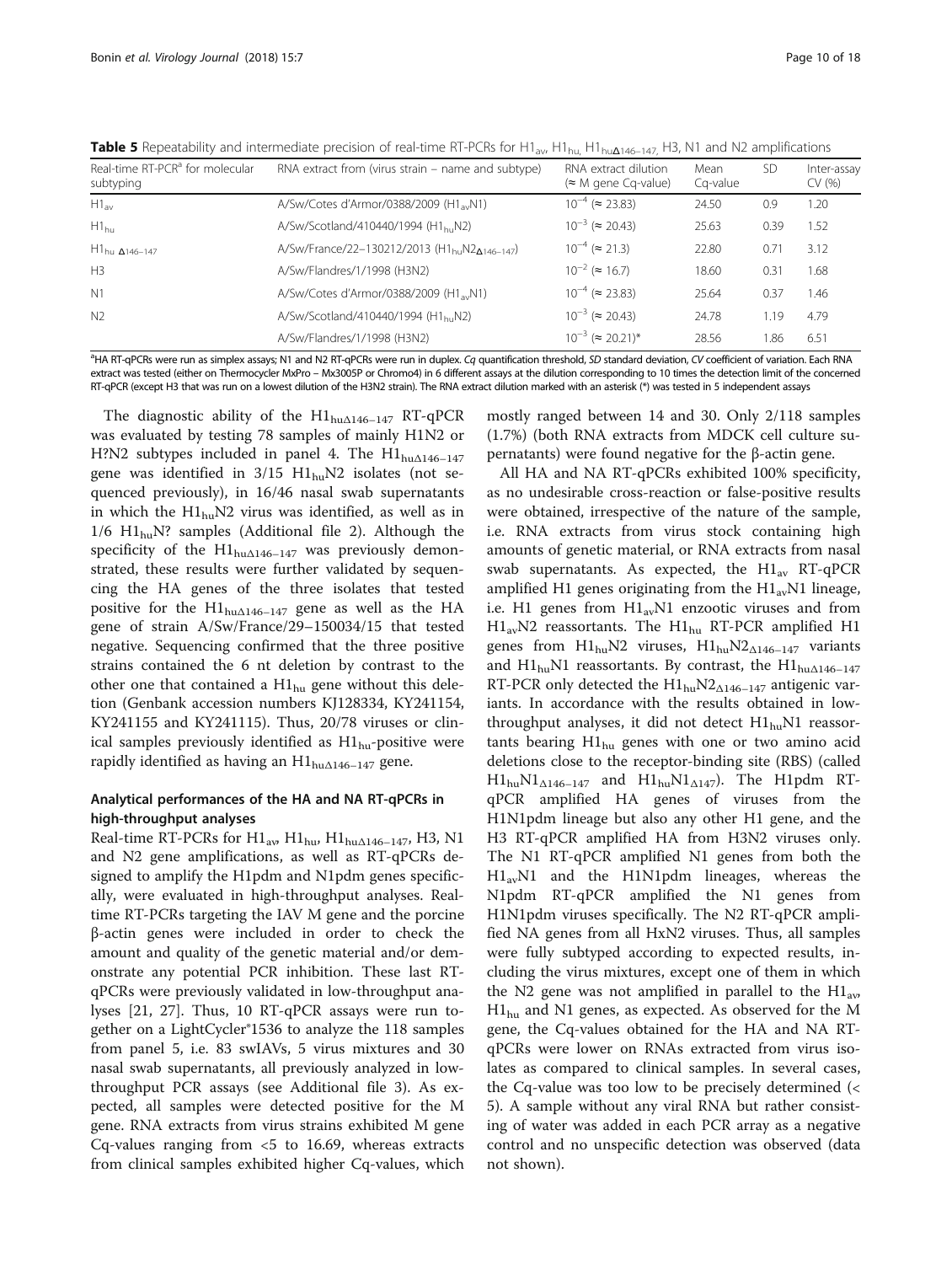**Table 5** Repeatability and intermediate precision of real-time RT-PCRs for $H1_{av}$, $H1_{hu}$, $H1_{hu\Delta146-147}$, H3, N1 and N2 amplifications

| Real-time RT-PCR[a] for molecular subtyping | RNA extract from (virus strain – name and subtype) | RNA extract dilution (≈ M gene Cq-value) | Mean Cq-value | SD | Inter-assay CV (%) |
|---|---|---|---|---|---|
| $H1_{av}$ | A/Sw/Cotes d'Armor/0388/2009 ($H1_{av}N1$) | $10^{-4}$ (≈ 23.83) | 24.50 | 0.9 | 1.20 |
| $H1_{hu}$ | A/Sw/Scotland/410440/1994 ($H1_{hu}N2$) | $10^{-3}$ (≈ 20.43) | 25.63 | 0.39 | 1.52 |
| $H1_{hu\ \Delta146-147}$ | A/Sw/France/22–130212/2013 ($H1_{hu}N2_{\Delta146-147}$) | $10^{-4}$ (≈ 21.3) | 22.80 | 0.71 | 3.12 |
| H3 | A/Sw/Flandres/1/1998 (H3N2) | $10^{-2}$ (≈ 16.7) | 18.60 | 0.31 | 1.68 |
| N1 | A/Sw/Cotes d'Armor/0388/2009 ($H1_{av}N1$) | $10^{-4}$ (≈ 23.83) | 25.64 | 0.37 | 1.46 |
| N2 | A/Sw/Scotland/410440/1994 ($H1_{hu}N2$) | $10^{-3}$ (≈ 20.43) | 24.78 | 1.19 | 4.79 |
| | A/Sw/Flandres/1/1998 (H3N2) | $10^{-3}$ (≈ 20.21)* | 28.56 | 1.86 | 6.51 |

[a]HA RT-qPCRs were run as simplex assays; N1 and N2 RT-qPCRs were run in duplex. *Cq* quantification threshold, *SD* standard deviation, *CV* coefficient of variation. Each RNA extract was tested (either on Thermocycler MxPro – Mx3005P or Chromo4) in 6 different assays at the dilution corresponding to 10 times the detection limit of the concerned RT-qPCR (except H3 that was run on a lowest dilution of the H3N2 strain). The RNA extract dilution marked with an asterisk (*) was tested in 5 independent assays

The diagnostic ability of the $H1_{hu\Delta146-147}$ RT-qPCR was evaluated by testing 78 samples of mainly H1N2 or H?N2 subtypes included in panel 4. The $H1_{hu\Delta146-147}$ gene was identified in 3/15 $H1_{hu}N2$ isolates (not sequenced previously), in 16/46 nasal swab supernatants in which the $H1_{hu}N2$ virus was identified, as well as in 1/6 $H1_{hu}N?$ samples (Additional file 2). Although the specificity of the $H1_{hu\Delta146-147}$ was previously demonstrated, these results were further validated by sequencing the HA genes of the three isolates that tested positive for the $H1_{hu\Delta146-147}$ gene as well as the HA gene of strain A/Sw/France/29–150034/15 that tested negative. Sequencing confirmed that the three positive strains contained the 6 nt deletion by contrast to the other one that contained a $H1_{hu}$ gene without this deletion (Genbank accession numbers KJ128334, KY241154, KY241155 and KY241115). Thus, 20/78 viruses or clinical samples previously identified as $H1_{hu}$-positive were rapidly identified as having an $H1_{hu\Delta146-147}$ gene.

## Analytical performances of the HA and NA RT-qPCRs in high-throughput analyses

Real-time RT-PCRs for $H1_{av}$, $H1_{hu}$, $H1_{hu\Delta146-147}$, H3, N1 and N2 gene amplifications, as well as RT-qPCRs designed to amplify the H1pdm and N1pdm genes specifically, were evaluated in high-throughput analyses. Real-time RT-PCRs targeting the IAV M gene and the porcine β-actin genes were included in order to check the amount and quality of the genetic material and/or demonstrate any potential PCR inhibition. These last RT-qPCRs were previously validated in low-throughput analyses [21, 27]. Thus, 10 RT-qPCR assays were run together on a LightCycler®1536 to analyze the 118 samples from panel 5, i.e. 83 swIAVs, 5 virus mixtures and 30 nasal swab supernatants, all previously analyzed in low-throughput PCR assays (see Additional file 3). As expected, all samples were detected positive for the M gene. RNA extracts from virus strains exhibited M gene Cq-values ranging from <5 to 16.69, whereas extracts from clinical samples exhibited higher Cq-values, which mostly ranged between 14 and 30. Only 2/118 samples (1.7%) (both RNA extracts from MDCK cell culture supernatants) were found negative for the β-actin gene.

All HA and NA RT-qPCRs exhibited 100% specificity, as no undesirable cross-reaction or false-positive results were obtained, irrespective of the nature of the sample, i.e. RNA extracts from virus stock containing high amounts of genetic material, or RNA extracts from nasal swab supernatants. As expected, the $H1_{av}$ RT-qPCR amplified H1 genes originating from the $H1_{av}N1$ lineage, i.e. H1 genes from $H1_{av}N1$ enzootic viruses and from $H1_{av}N2$ reassortants. The $H1_{hu}$ RT-PCR amplified H1 genes from $H1_{hu}N2$ viruses, $H1_{hu}N2_{\Delta146-147}$ variants and $H1_{hu}N1$ reassortants. By contrast, the $H1_{hu\Delta146-147}$ RT-PCR only detected the $H1_{hu}N2_{\Delta146-147}$ antigenic variants. In accordance with the results obtained in low-throughput analyses, it did not detect $H1_{hu}N1$ reassortants bearing $H1_{hu}$ genes with one or two amino acid deletions close to the receptor-binding site (RBS) (called $H1_{hu}N1_{\Delta146-147}$ and $H1_{hu}N1_{\Delta147}$). The H1pdm RT-qPCR amplified HA genes of viruses from the H1N1pdm lineage but also any other H1 gene, and the H3 RT-qPCR amplified HA from H3N2 viruses only. The N1 RT-qPCR amplified N1 genes from both the $H1_{av}N1$ and the H1N1pdm lineages, whereas the N1pdm RT-qPCR amplified the N1 genes from H1N1pdm viruses specifically. The N2 RT-qPCR amplified NA genes from all HxN2 viruses. Thus, all samples were fully subtyped according to expected results, including the virus mixtures, except one of them in which the N2 gene was not amplified in parallel to the $H1_{av}$, $H1_{hu}$ and N1 genes, as expected. As observed for the M gene, the Cq-values obtained for the HA and NA RT-qPCRs were lower on RNAs extracted from virus isolates as compared to clinical samples. In several cases, the Cq-value was too low to be precisely determined (< 5). A sample without any viral RNA but rather consisting of water was added in each PCR array as a negative control and no unspecific detection was observed (data not shown).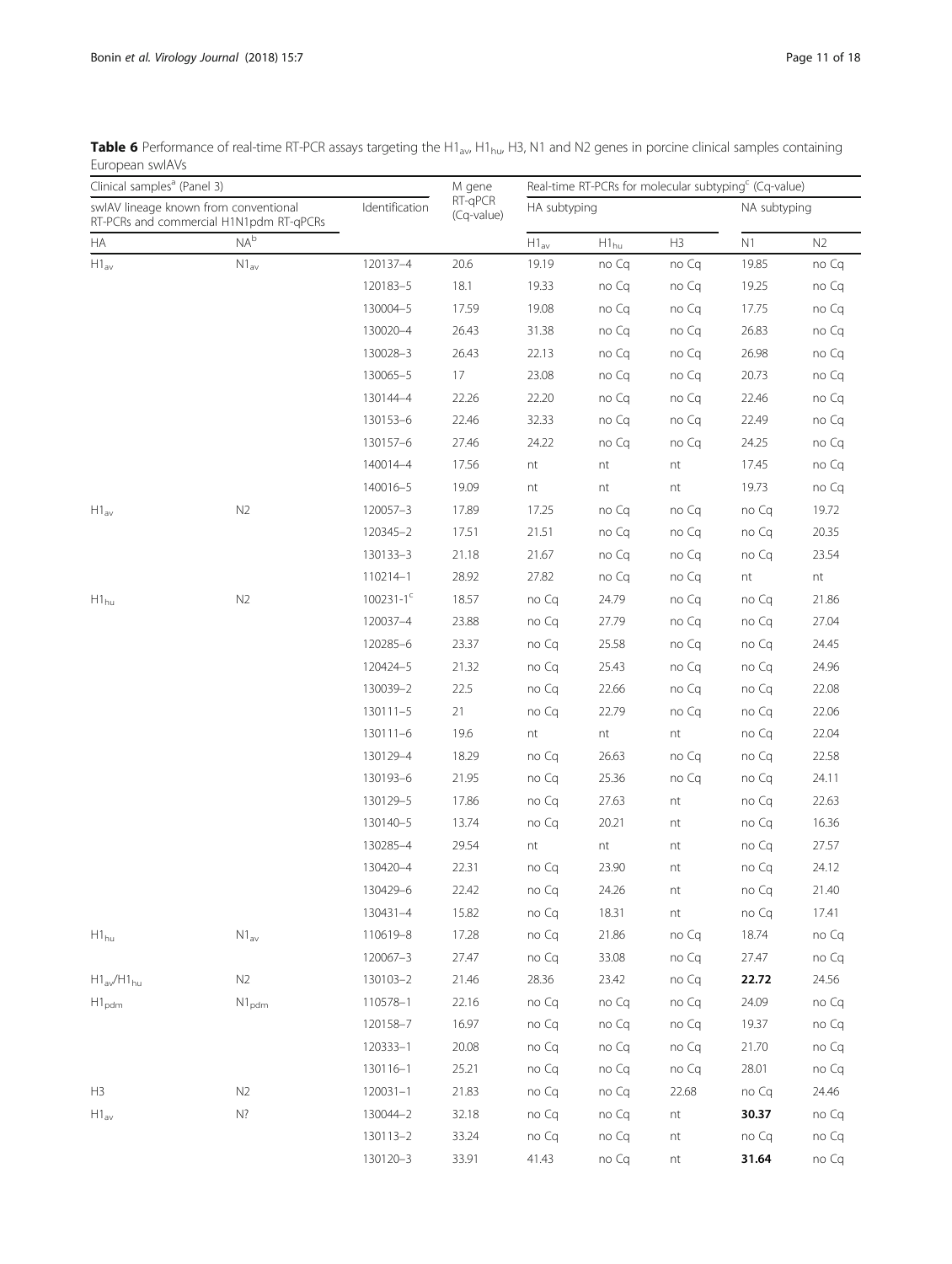**Table 6** Performance of real-time RT-PCR assays targeting the $H1_{av}$, $H1_{hu}$, H3, N1 and N2 genes in porcine clinical samples containing European swIAVs

| Clinical samples[a] (Panel 3) | | | M gene RT-qPCR (Cq-value) | Real-time RT-PCRs for molecular subtyping[c] (Cq-value) | | | | |
|---|---|---|---|---|---|---|---|---|
| swIAV lineage known from conventional RT-PCRs and commercial H1N1pdm RT-qPCRs | | Identification | | HA subtyping | | | NA subtyping | |
| HA | NA[b] | | | $H1_{av}$ | $H1_{hu}$ | H3 | N1 | N2 |
| $H1_{av}$ | $N1_{av}$ | 120137–4 | 20.6 | 19.19 | no Cq | no Cq | 19.85 | no Cq |
| | | 120183–5 | 18.1 | 19.33 | no Cq | no Cq | 19.25 | no Cq |
| | | 130004–5 | 17.59 | 19.08 | no Cq | no Cq | 17.75 | no Cq |
| | | 130020–4 | 26.43 | 31.38 | no Cq | no Cq | 26.83 | no Cq |
| | | 130028–3 | 26.43 | 22.13 | no Cq | no Cq | 26.98 | no Cq |
| | | 130065–5 | 17 | 23.08 | no Cq | no Cq | 20.73 | no Cq |
| | | 130144–4 | 22.26 | 22.20 | no Cq | no Cq | 22.46 | no Cq |
| | | 130153–6 | 22.46 | 32.33 | no Cq | no Cq | 22.49 | no Cq |
| | | 130157–6 | 27.46 | 24.22 | no Cq | no Cq | 24.25 | no Cq |
| | | 140014–4 | 17.56 | nt | nt | nt | 17.45 | no Cq |
| | | 140016–5 | 19.09 | nt | nt | nt | 19.73 | no Cq |
| $H1_{av}$ | N2 | 120057–3 | 17.89 | 17.25 | no Cq | no Cq | no Cq | 19.72 |
| | | 120345–2 | 17.51 | 21.51 | no Cq | no Cq | no Cq | 20.35 |
| | | 130133–3 | 21.18 | 21.67 | no Cq | no Cq | no Cq | 23.54 |
| | | 110214–1 | 28.92 | 27.82 | no Cq | no Cq | nt | nt |
| $H1_{hu}$ | N2 | 100231-1[c] | 18.57 | no Cq | 24.79 | no Cq | no Cq | 21.86 |
| | | 120037–4 | 23.88 | no Cq | 27.79 | no Cq | no Cq | 27.04 |
| | | 120285–6 | 23.37 | no Cq | 25.58 | no Cq | no Cq | 24.45 |
| | | 120424–5 | 21.32 | no Cq | 25.43 | no Cq | no Cq | 24.96 |
| | | 130039–2 | 22.5 | no Cq | 22.66 | no Cq | no Cq | 22.08 |
| | | 130111–5 | 21 | no Cq | 22.79 | no Cq | no Cq | 22.06 |
| | | 130111–6 | 19.6 | nt | nt | nt | no Cq | 22.04 |
| | | 130129–4 | 18.29 | no Cq | 26.63 | no Cq | no Cq | 22.58 |
| | | 130193–6 | 21.95 | no Cq | 25.36 | no Cq | no Cq | 24.11 |
| | | 130129–5 | 17.86 | no Cq | 27.63 | nt | no Cq | 22.63 |
| | | 130140–5 | 13.74 | no Cq | 20.21 | nt | no Cq | 16.36 |
| | | 130285–4 | 29.54 | nt | nt | nt | no Cq | 27.57 |
| | | 130420–4 | 22.31 | no Cq | 23.90 | nt | no Cq | 24.12 |
| | | 130429–6 | 22.42 | no Cq | 24.26 | nt | no Cq | 21.40 |
| | | 130431–4 | 15.82 | no Cq | 18.31 | nt | no Cq | 17.41 |
| $H1_{hu}$ | $N1_{av}$ | 110619–8 | 17.28 | no Cq | 21.86 | no Cq | 18.74 | no Cq |
| | | 120067–3 | 27.47 | no Cq | 33.08 | no Cq | 27.47 | no Cq |
| $H1_{av}$/$H1_{hu}$ | N2 | 130103–2 | 21.46 | 28.36 | 23.42 | no Cq | **22.72** | 24.56 |
| $H1_{pdm}$ | $N1_{pdm}$ | 110578–1 | 22.16 | no Cq | no Cq | no Cq | 24.09 | no Cq |
| | | 120158–7 | 16.97 | no Cq | no Cq | no Cq | 19.37 | no Cq |
| | | 120333–1 | 20.08 | no Cq | no Cq | no Cq | 21.70 | no Cq |
| | | 130116–1 | 25.21 | no Cq | no Cq | no Cq | 28.01 | no Cq |
| H3 | N2 | 120031–1 | 21.83 | no Cq | no Cq | 22.68 | no Cq | 24.46 |
| $H1_{av}$ | N? | 130044–2 | 32.18 | no Cq | no Cq | nt | **30.37** | no Cq |
| | | 130113–2 | 33.24 | no Cq | no Cq | nt | no Cq | no Cq |
| | | 130120–3 | 33.91 | 41.43 | no Cq | nt | **31.64** | no Cq |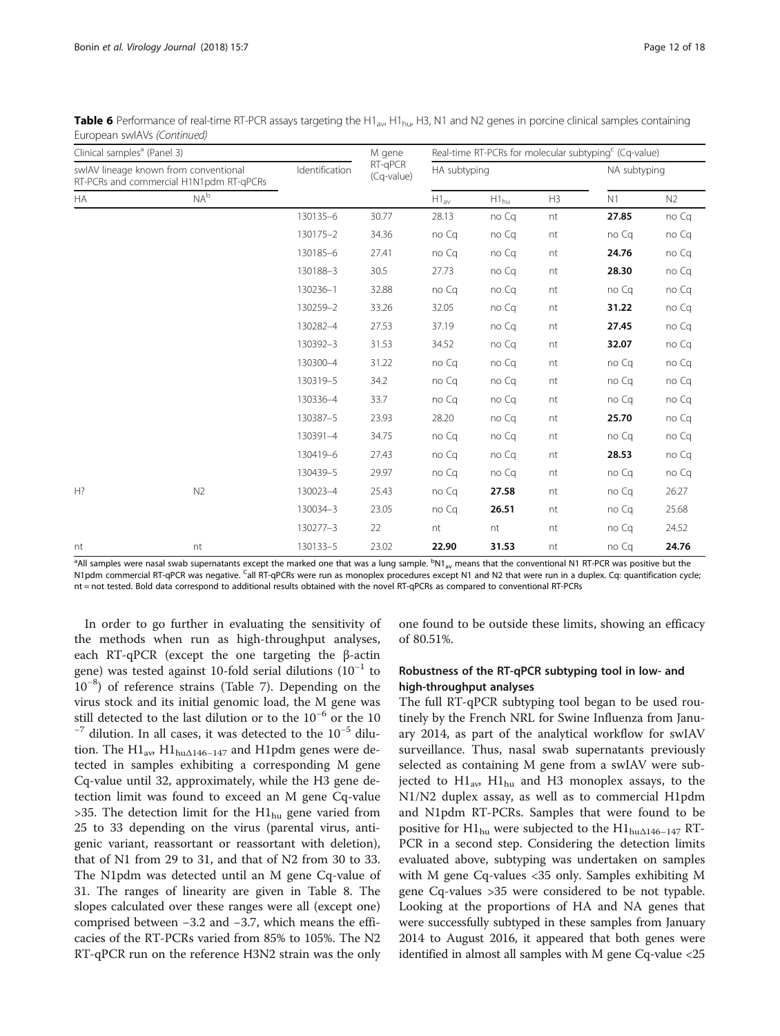**Table 6** Performance of real-time RT-PCR assays targeting the $H1_{av}$, $H1_{hu}$, H3, N1 and N2 genes in porcine clinical samples containing European swIAVs *(Continued)*

| Clinical samples[a] (Panel 3) | | | M gene RT-qPCR (Cq-value) | Real-time RT-PCRs for molecular subtyping[c] (Cq-value) | | | | |
|---|---|---|---|---|---|---|---|---|
| swIAV lineage known from conventional RT-PCRs and commercial H1N1pdm RT-qPCRs | | Identification | | HA subtyping | | | NA subtyping | |
| HA | NA[b] | | | $H1_{av}$ | $H1_{hu}$ | H3 | N1 | N2 |
| | | 130135–6 | 30.77 | 28.13 | no Cq | nt | **27.85** | no Cq |
| | | 130175–2 | 34.36 | no Cq | no Cq | nt | no Cq | no Cq |
| | | 130185–6 | 27.41 | no Cq | no Cq | nt | **24.76** | no Cq |
| | | 130188–3 | 30.5 | 27.73 | no Cq | nt | **28.30** | no Cq |
| | | 130236–1 | 32.88 | no Cq | no Cq | nt | no Cq | no Cq |
| | | 130259–2 | 33.26 | 32.05 | no Cq | nt | **31.22** | no Cq |
| | | 130282–4 | 27.53 | 37.19 | no Cq | nt | **27.45** | no Cq |
| | | 130392–3 | 31.53 | 34.52 | no Cq | nt | **32.07** | no Cq |
| | | 130300–4 | 31.22 | no Cq | no Cq | nt | no Cq | no Cq |
| | | 130319–5 | 34.2 | no Cq | no Cq | nt | no Cq | no Cq |
| | | 130336–4 | 33.7 | no Cq | no Cq | nt | no Cq | no Cq |
| | | 130387–5 | 23.93 | 28.20 | no Cq | nt | **25.70** | no Cq |
| | | 130391–4 | 34.75 | no Cq | no Cq | nt | no Cq | no Cq |
| | | 130419–6 | 27.43 | no Cq | no Cq | nt | **28.53** | no Cq |
| | | 130439–5 | 29.97 | no Cq | no Cq | nt | no Cq | no Cq |
| H? | N2 | 130023–4 | 25.43 | no Cq | **27.58** | nt | no Cq | 26.27 |
| | | 130034–3 | 23.05 | no Cq | **26.51** | nt | no Cq | 25.68 |
| | | 130277–3 | 22 | nt | nt | nt | no Cq | 24.52 |
| nt | nt | 130133–5 | 23.02 | **22.90** | **31.53** | nt | no Cq | **24.76** |

[a]All samples were nasal swab supernatants except the marked one that was a lung sample. [b]$N1_{av}$ means that the conventional N1 RT-PCR was positive but the N1pdm commercial RT-qPCR was negative. [c]all RT-qPCRs were run as monoplex procedures except N1 and N2 that were run in a duplex. Cq: quantification cycle; nt = not tested. Bold data correspond to additional results obtained with the novel RT-qPCRs as compared to conventional RT-PCRs

In order to go further in evaluating the sensitivity of the methods when run as high-throughput analyses, each RT-qPCR (except the one targeting the β-actin gene) was tested against 10-fold serial dilutions ($10^{-1}$ to $10^{-8}$) of reference strains (Table 7). Depending on the virus stock and its initial genomic load, the M gene was still detected to the last dilution or to the $10^{-6}$ or the $10^{-7}$ dilution. In all cases, it was detected to the $10^{-5}$ dilution. The $H1_{av}$, $H1_{hu\Delta 146-147}$ and H1pdm genes were detected in samples exhibiting a corresponding M gene Cq-value until 32, approximately, while the H3 gene detection limit was found to exceed an M gene Cq-value >35. The detection limit for the $H1_{hu}$ gene varied from 25 to 33 depending on the virus (parental virus, antigenic variant, reassortant or reassortant with deletion), that of N1 from 29 to 31, and that of N2 from 30 to 33. The N1pdm was detected until an M gene Cq-value of 31. The ranges of linearity are given in Table 8. The slopes calculated over these ranges were all (except one) comprised between −3.2 and −3.7, which means the efficacies of the RT-PCRs varied from 85% to 105%. The N2 RT-qPCR run on the reference H3N2 strain was the only one found to be outside these limits, showing an efficacy of 80.51%.

### Robustness of the RT-qPCR subtyping tool in low- and high-throughput analyses

The full RT-qPCR subtyping tool began to be used routinely by the French NRL for Swine Influenza from January 2014, as part of the analytical workflow for swIAV surveillance. Thus, nasal swab supernatants previously selected as containing M gene from a swIAV were subjected to $H1_{av}$, $H1_{hu}$ and H3 monoplex assays, to the N1/N2 duplex assay, as well as to commercial H1pdm and N1pdm RT-PCRs. Samples that were found to be positive for $H1_{hu}$ were subjected to the $H1_{hu\Delta 146-147}$ RT-PCR in a second step. Considering the detection limits evaluated above, subtyping was undertaken on samples with M gene Cq-values <35 only. Samples exhibiting M gene Cq-values >35 were considered to be not typable. Looking at the proportions of HA and NA genes that were successfully subtyped in these samples from January 2014 to August 2016, it appeared that both genes were identified in almost all samples with M gene Cq-value <25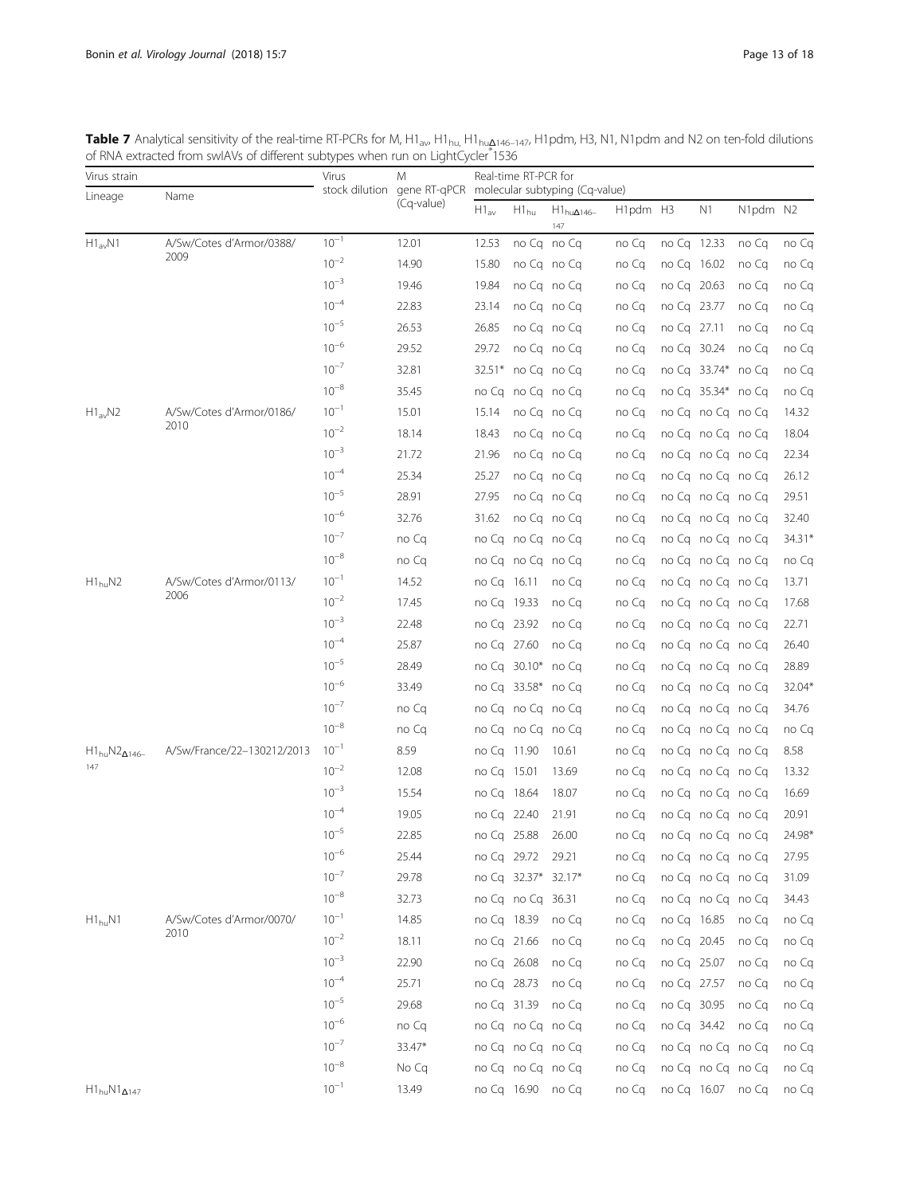**Table 7** Analytical sensitivity of the real-time RT-PCRs for M, $H1_{av}$, $H1_{hu}$, $H1_{hu\Delta146–147}$, H1pdm, H3, N1, N1pdm and N2 on ten-fold dilutions of RNA extracted from swIAVs of different subtypes when run on LightCycler®1536

| Virus strain | | Virus stock dilution | M gene RT-qPCR (Cq-value) | Real-time RT-PCR for molecular subtyping (Cq-value) | | | | | | | |
|---|---|---|---|---|---|---|---|---|---|---|---|
| Lineage | Name | | | $H1_{av}$ | $H1_{hu}$ | $H1_{hu\Delta146–147}$ | H1pdm | H3 | N1 | N1pdm | N2 |
| $H1_{av}N1$ | A/Sw/Cotes d'Armor/0388/2009 | $10^{-1}$ | 12.01 | 12.53 | no Cq | no Cq | no Cq | no Cq | 12.33 | no Cq | no Cq |
| | | $10^{-2}$ | 14.90 | 15.80 | no Cq | no Cq | no Cq | no Cq | 16.02 | no Cq | no Cq |
| | | $10^{-3}$ | 19.46 | 19.84 | no Cq | no Cq | no Cq | no Cq | 20.63 | no Cq | no Cq |
| | | $10^{-4}$ | 22.83 | 23.14 | no Cq | no Cq | no Cq | no Cq | 23.77 | no Cq | no Cq |
| | | $10^{-5}$ | 26.53 | 26.85 | no Cq | no Cq | no Cq | no Cq | 27.11 | no Cq | no Cq |
| | | $10^{-6}$ | 29.52 | 29.72 | no Cq | no Cq | no Cq | no Cq | 30.24 | no Cq | no Cq |
| | | $10^{-7}$ | 32.81 | 32.51* | no Cq | no Cq | no Cq | no Cq | 33.74* | no Cq | no Cq |
| | | $10^{-8}$ | 35.45 | no Cq | no Cq | no Cq | no Cq | no Cq | 35.34* | no Cq | no Cq |
| $H1_{av}N2$ | A/Sw/Cotes d'Armor/0186/2010 | $10^{-1}$ | 15.01 | 15.14 | no Cq | no Cq | no Cq | no Cq | no Cq | no Cq | 14.32 |
| | | $10^{-2}$ | 18.14 | 18.43 | no Cq | no Cq | no Cq | no Cq | no Cq | no Cq | 18.04 |
| | | $10^{-3}$ | 21.72 | 21.96 | no Cq | no Cq | no Cq | no Cq | no Cq | no Cq | 22.34 |
| | | $10^{-4}$ | 25.34 | 25.27 | no Cq | no Cq | no Cq | no Cq | no Cq | no Cq | 26.12 |
| | | $10^{-5}$ | 28.91 | 27.95 | no Cq | no Cq | no Cq | no Cq | no Cq | no Cq | 29.51 |
| | | $10^{-6}$ | 32.76 | 31.62 | no Cq | no Cq | no Cq | no Cq | no Cq | no Cq | 32.40 |
| | | $10^{-7}$ | no Cq | no Cq | no Cq | no Cq | no Cq | no Cq | no Cq | no Cq | 34.31* |
| | | $10^{-8}$ | no Cq | no Cq | no Cq | no Cq | no Cq | no Cq | no Cq | no Cq | no Cq |
| $H1_{hu}N2$ | A/Sw/Cotes d'Armor/0113/2006 | $10^{-1}$ | 14.52 | no Cq | 16.11 | no Cq | no Cq | no Cq | no Cq | no Cq | 13.71 |
| | | $10^{-2}$ | 17.45 | no Cq | 19.33 | no Cq | no Cq | no Cq | no Cq | no Cq | 17.68 |
| | | $10^{-3}$ | 22.48 | no Cq | 23.92 | no Cq | no Cq | no Cq | no Cq | no Cq | 22.71 |
| | | $10^{-4}$ | 25.87 | no Cq | 27.60 | no Cq | no Cq | no Cq | no Cq | no Cq | 26.40 |
| | | $10^{-5}$ | 28.49 | no Cq | 30.10* | no Cq | no Cq | no Cq | no Cq | no Cq | 28.89 |
| | | $10^{-6}$ | 33.49 | no Cq | 33.58* | no Cq | no Cq | no Cq | no Cq | no Cq | 32.04* |
| | | $10^{-7}$ | no Cq | no Cq | no Cq | no Cq | no Cq | no Cq | no Cq | no Cq | 34.76 |
| | | $10^{-8}$ | no Cq | no Cq | no Cq | no Cq | no Cq | no Cq | no Cq | no Cq | no Cq |
| $H1_{hu}N2_{\Delta146–147}$ | A/Sw/France/22–130212/2013 | $10^{-1}$ | 8.59 | no Cq | 11.90 | 10.61 | no Cq | no Cq | no Cq | no Cq | 8.58 |
| | | $10^{-2}$ | 12.08 | no Cq | 15.01 | 13.69 | no Cq | no Cq | no Cq | no Cq | 13.32 |
| | | $10^{-3}$ | 15.54 | no Cq | 18.64 | 18.07 | no Cq | no Cq | no Cq | no Cq | 16.69 |
| | | $10^{-4}$ | 19.05 | no Cq | 22.40 | 21.91 | no Cq | no Cq | no Cq | no Cq | 20.91 |
| | | $10^{-5}$ | 22.85 | no Cq | 25.88 | 26.00 | no Cq | no Cq | no Cq | no Cq | 24.98* |
| | | $10^{-6}$ | 25.44 | no Cq | 29.72 | 29.21 | no Cq | no Cq | no Cq | no Cq | 27.95 |
| | | $10^{-7}$ | 29.78 | no Cq | 32.37* | 32.17* | no Cq | no Cq | no Cq | no Cq | 31.09 |
| | | $10^{-8}$ | 32.73 | no Cq | no Cq | 36.31 | no Cq | no Cq | no Cq | no Cq | 34.43 |
| $H1_{hu}N1$ | A/Sw/Cotes d'Armor/0070/2010 | $10^{-1}$ | 14.85 | no Cq | 18.39 | no Cq | no Cq | no Cq | 16.85 | no Cq | no Cq |
| | | $10^{-2}$ | 18.11 | no Cq | 21.66 | no Cq | no Cq | no Cq | 20.45 | no Cq | no Cq |
| | | $10^{-3}$ | 22.90 | no Cq | 26.08 | no Cq | no Cq | no Cq | 25.07 | no Cq | no Cq |
| | | $10^{-4}$ | 25.71 | no Cq | 28.73 | no Cq | no Cq | no Cq | 27.57 | no Cq | no Cq |
| | | $10^{-5}$ | 29.68 | no Cq | 31.39 | no Cq | no Cq | no Cq | 30.95 | no Cq | no Cq |
| | | $10^{-6}$ | no Cq | no Cq | no Cq | no Cq | no Cq | no Cq | 34.42 | no Cq | no Cq |
| | | $10^{-7}$ | 33.47* | no Cq | no Cq | no Cq | no Cq | no Cq | no Cq | no Cq | no Cq |
| | | $10^{-8}$ | No Cq | no Cq | no Cq | no Cq | no Cq | no Cq | no Cq | no Cq | no Cq |
| $H1_{hu}N1_{\Delta147}$ | | $10^{-1}$ | 13.49 | no Cq | 16.90 | no Cq | no Cq | no Cq | 16.07 | no Cq | no Cq |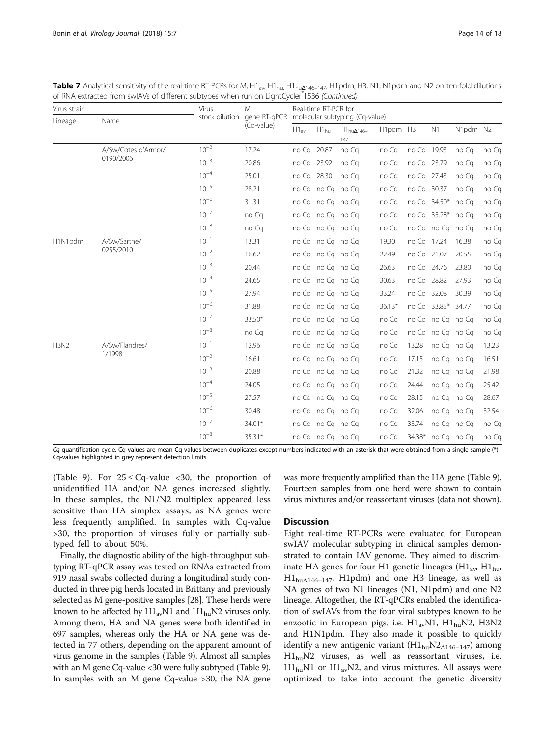**Table 7** Analytical sensitivity of the real-time RT-PCRs for M, $H1_{av}$, $H1_{hu}$, $H1_{hu\Delta146-147}$, H1pdm, H3, N1, N1pdm and N2 on ten-fold dilutions of RNA extracted from swIAVs of different subtypes when run on LightCycler®1536 *(Continued)*

| Virus strain | | Virus stock dilution | M gene RT-qPCR (Cq-value) | Real-time RT-PCR for molecular subtyping (Cq-value) | | | | | | | |
|---|---|---|---|---|---|---|---|---|---|---|---|
| Lineage | Name | | | $H1_{av}$ | $H1_{hu}$ | $H1_{hu\Delta146-147}$ | H1pdm | H3 | N1 | N1pdm | N2 |
| | A/Sw/Cotes d'Armor/ 0190/2006 | $10^{-2}$ | 17.24 | no Cq | 20.87 | no Cq | no Cq | no Cq | 19.93 | no Cq | no Cq |
| | | $10^{-3}$ | 20.86 | no Cq | 23.92 | no Cq | no Cq | no Cq | 23.79 | no Cq | no Cq |
| | | $10^{-4}$ | 25.01 | no Cq | 28.30 | no Cq | no Cq | no Cq | 27.43 | no Cq | no Cq |
| | | $10^{-5}$ | 28.21 | no Cq | no Cq | no Cq | no Cq | no Cq | 30.37 | no Cq | no Cq |
| | | $10^{-6}$ | 31.31 | no Cq | no Cq | no Cq | no Cq | no Cq | 34.50* | no Cq | no Cq |
| | | $10^{-7}$ | no Cq | no Cq | no Cq | no Cq | no Cq | no Cq | 35.28* | no Cq | no Cq |
| | | $10^{-8}$ | no Cq | no Cq | no Cq | no Cq | no Cq | no Cq | no Cq | no Cq | no Cq |
| H1N1pdm | A/Sw/Sarthe/ 0255/2010 | $10^{-1}$ | 13.31 | no Cq | no Cq | no Cq | 19.30 | no Cq | 17.24 | 16.38 | no Cq |
| | | $10^{-2}$ | 16.62 | no Cq | no Cq | no Cq | 22.49 | no Cq | 21.07 | 20.55 | no Cq |
| | | $10^{-3}$ | 20.44 | no Cq | no Cq | no Cq | 26.63 | no Cq | 24.76 | 23.80 | no Cq |
| | | $10^{-4}$ | 24.65 | no Cq | no Cq | no Cq | 30.63 | no Cq | 28.82 | 27.93 | no Cq |
| | | $10^{-5}$ | 27.94 | no Cq | no Cq | no Cq | 33.24 | no Cq | 32.08 | 30.39 | no Cq |
| | | $10^{-6}$ | 31.88 | no Cq | no Cq | no Cq | 36.13* | no Cq | 33.85* | 34.77 | no Cq |
| | | $10^{-7}$ | 33.50* | no Cq | no Cq | no Cq | no Cq | no Cq | no Cq | no Cq | no Cq |
| | | $10^{-8}$ | no Cq | no Cq | no Cq | no Cq | no Cq | no Cq | no Cq | no Cq | no Cq |
| H3N2 | A/Sw/Flandres/ 1/1998 | $10^{-1}$ | 12.96 | no Cq | no Cq | no Cq | no Cq | 13.28 | no Cq | no Cq | 13.23 |
| | | $10^{-2}$ | 16.61 | no Cq | no Cq | no Cq | no Cq | 17.15 | no Cq | no Cq | 16.51 |
| | | $10^{-3}$ | 20.88 | no Cq | no Cq | no Cq | no Cq | 21.32 | no Cq | no Cq | 21.98 |
| | | $10^{-4}$ | 24.05 | no Cq | no Cq | no Cq | no Cq | 24.44 | no Cq | no Cq | 25.42 |
| | | $10^{-5}$ | 27.57 | no Cq | no Cq | no Cq | no Cq | 28.15 | no Cq | no Cq | 28.67 |
| | | $10^{-6}$ | 30.48 | no Cq | no Cq | no Cq | no Cq | 32.06 | no Cq | no Cq | 32.54 |
| | | $10^{-7}$ | 34.01* | no Cq | no Cq | no Cq | no Cq | 33.74 | no Cq | no Cq | no Cq |
| | | $10^{-8}$ | 35.31* | no Cq | no Cq | no Cq | no Cq | 34.38* | no Cq | no Cq | no Cq |

*Cq* quantification cycle. Cq-values are mean Cq-values between duplicates except numbers indicated with an asterisk that were obtained from a single sample (*). Cq-values highlighted in grey represent detection limits

(Table 9). For $25 \leq$ Cq-value $<30$, the proportion of unidentified HA and/or NA genes increased slightly. In these samples, the N1/N2 multiplex appeared less sensitive than HA simplex assays, as NA genes were less frequently amplified. In samples with Cq-value $>30$, the proportion of viruses fully or partially subtyped fell to about 50%.

Finally, the diagnostic ability of the high-throughput subtyping RT-qPCR assay was tested on RNAs extracted from 919 nasal swabs collected during a longitudinal study conducted in three pig herds located in Brittany and previously selected as M gene-positive samples [28]. These herds were known to be affected by $H1_{av}N1$ and $H1_{hu}N2$ viruses only. Among them, HA and NA genes were both identified in 697 samples, whereas only the HA or NA gene was detected in 77 others, depending on the apparent amount of virus genome in the samples (Table 9). Almost all samples with an M gene Cq-value $<30$ were fully subtyped (Table 9). In samples with an M gene Cq-value $>30$, the NA gene was more frequently amplified than the HA gene (Table 9). Fourteen samples from one herd were shown to contain virus mixtures and/or reassortant viruses (data not shown).

## Discussion

Eight real-time RT-PCRs were evaluated for European swIAV molecular subtyping in clinical samples demonstrated to contain IAV genome. They aimed to discriminate HA genes for four H1 genetic lineages ($H1_{av}$, $H1_{hu}$, $H1_{hu\Delta146-147}$, H1pdm) and one H3 lineage, as well as NA genes of two N1 lineages (N1, N1pdm) and one N2 lineage. Altogether, the RT-qPCRs enabled the identification of swIAVs from the four viral subtypes known to be enzootic in European pigs, i.e. $H1_{av}N1$, $H1_{hu}N2$, H3N2 and H1N1pdm. They also made it possible to quickly identify a new antigenic variant ($H1_{hu}N2_{\Delta146-147}$) among $H1_{hu}N2$ viruses, as well as reassortant viruses, i.e. $H1_{hu}N1$ or $H1_{av}N2$, and virus mixtures. All assays were optimized to take into account the genetic diversity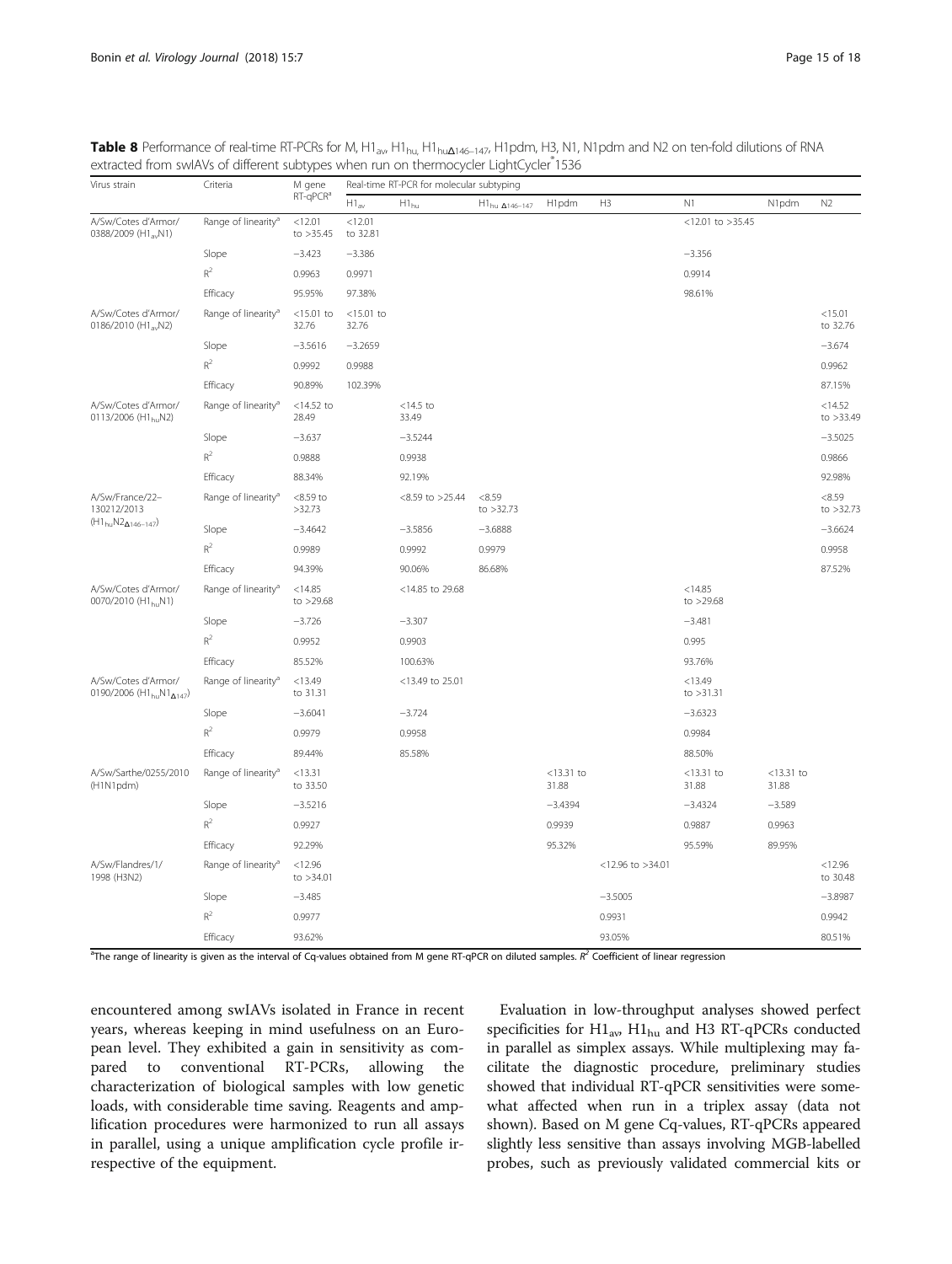**Table 8** Performance of real-time RT-PCRs for M, $H1_{av}$, $H1_{hu}$, $H1_{hu\Delta146-147}$, H1pdm, H3, N1, N1pdm and N2 on ten-fold dilutions of RNA extracted from swIAVs of different subtypes when run on thermocycler LightCycler® 1536

| Virus strain | Criteria | M gene RT-qPCR[a] | Real-time RT-PCR for molecular subtyping | | | | | | | |
|---|---|---|---|---|---|---|---|---|---|---|
| | | | $H1_{av}$ | $H1_{hu}$ | $H1_{hu\ \Delta146-147}$ | H1pdm | H3 | N1 | N1pdm | N2 |
| A/Sw/Cotes d'Armor/0388/2009 ($H1_{av}$N1) | Range of linearity[a] | <12.01 to >35.45 | <12.01 to 32.81 | | | | | <12.01 to >35.45 | | |
| | Slope | −3.423 | −3.386 | | | | | −3.356 | | |
| | $R^2$ | 0.9963 | 0.9971 | | | | | 0.9914 | | |
| | Efficacy | 95.95% | 97.38% | | | | | 98.61% | | |
| A/Sw/Cotes d'Armor/0186/2010 ($H1_{av}$N2) | Range of linearity[a] | <15.01 to 32.76 | <15.01 to 32.76 | | | | | | | <15.01 to 32.76 |
| | Slope | −3.5616 | −3.2659 | | | | | | | −3.674 |
| | $R^2$ | 0.9992 | 0.9988 | | | | | | | 0.9962 |
| | Efficacy | 90.89% | 102.39% | | | | | | | 87.15% |
| A/Sw/Cotes d'Armor/0113/2006 ($H1_{hu}$N2) | Range of linearity[a] | <14.52 to 28.49 | | <14.5 to 33.49 | | | | | | <14.52 to >33.49 |
| | Slope | −3.637 | | −3.5244 | | | | | | −3.5025 |
| | $R^2$ | 0.9888 | | 0.9938 | | | | | | 0.9866 |
| | Efficacy | 88.34% | | 92.19% | | | | | | 92.98% |
| A/Sw/France/22–130212/2013 ($H1_{hu}N2_{\Delta146-147}$) | Range of linearity[a] | <8.59 to >32.73 | | <8.59 to >25.44 | <8.59 to >32.73 | | | | | <8.59 to >32.73 |
| | Slope | −3.4642 | | −3.5856 | −3.6888 | | | | | −3.6624 |
| | $R^2$ | 0.9989 | | 0.9992 | 0.9979 | | | | | 0.9958 |
| | Efficacy | 94.39% | | 90.06% | 86.68% | | | | | 87.52% |
| A/Sw/Cotes d'Armor/0070/2010 ($H1_{hu}$N1) | Range of linearity[a] | <14.85 to >29.68 | | <14.85 to 29.68 | | | | <14.85 to >29.68 | | |
| | Slope | −3.726 | | −3.307 | | | | −3.481 | | |
| | $R^2$ | 0.9952 | | 0.9903 | | | | 0.995 | | |
| | Efficacy | 85.52% | | 100.63% | | | | 93.76% | | |
| A/Sw/Cotes d'Armor/0190/2006 ($H1_{hu}N1_{\Delta147}$) | Range of linearity[a] | <13.49 to 31.31 | | <13.49 to 25.01 | | | | <13.49 to >31.31 | | |
| | Slope | −3.6041 | | −3.724 | | | | −3.6323 | | |
| | $R^2$ | 0.9979 | | 0.9958 | | | | 0.9984 | | |
| | Efficacy | 89.44% | | 85.58% | | | | 88.50% | | |
| A/Sw/Sarthe/0255/2010 (H1N1pdm) | Range of linearity[a] | <13.31 to 33.50 | | | | <13.31 to 31.88 | | <13.31 to 31.88 | <13.31 to 31.88 | |
| | Slope | −3.5216 | | | | −3.4394 | | −3.4324 | −3.589 | |
| | $R^2$ | 0.9927 | | | | 0.9939 | | 0.9887 | 0.9963 | |
| | Efficacy | 92.29% | | | | 95.32% | | 95.59% | 89.95% | |
| A/Sw/Flandres/1/1998 (H3N2) | Range of linearity[a] | <12.96 to >34.01 | | | | | <12.96 to >34.01 | | | <12.96 to 30.48 |
| | Slope | −3.485 | | | | | −3.5005 | | | −3.8987 |
| | $R^2$ | 0.9977 | | | | | 0.9931 | | | 0.9942 |
| | Efficacy | 93.62% | | | | | 93.05% | | | 80.51% |

[a]The range of linearity is given as the interval of Cq-values obtained from M gene RT-qPCR on diluted samples. $R^2$ Coefficient of linear regression

encountered among swIAVs isolated in France in recent years, whereas keeping in mind usefulness on an European level. They exhibited a gain in sensitivity as compared to conventional RT-PCRs, allowing the characterization of biological samples with low genetic loads, with considerable time saving. Reagents and amplification procedures were harmonized to run all assays in parallel, using a unique amplification cycle profile irrespective of the equipment.

Evaluation in low-throughput analyses showed perfect specificities for $H1_{av}$, $H1_{hu}$ and H3 RT-qPCRs conducted in parallel as simplex assays. While multiplexing may facilitate the diagnostic procedure, preliminary studies showed that individual RT-qPCR sensitivities were somewhat affected when run in a triplex assay (data not shown). Based on M gene Cq-values, RT-qPCRs appeared slightly less sensitive than assays involving MGB-labelled probes, such as previously validated commercial kits or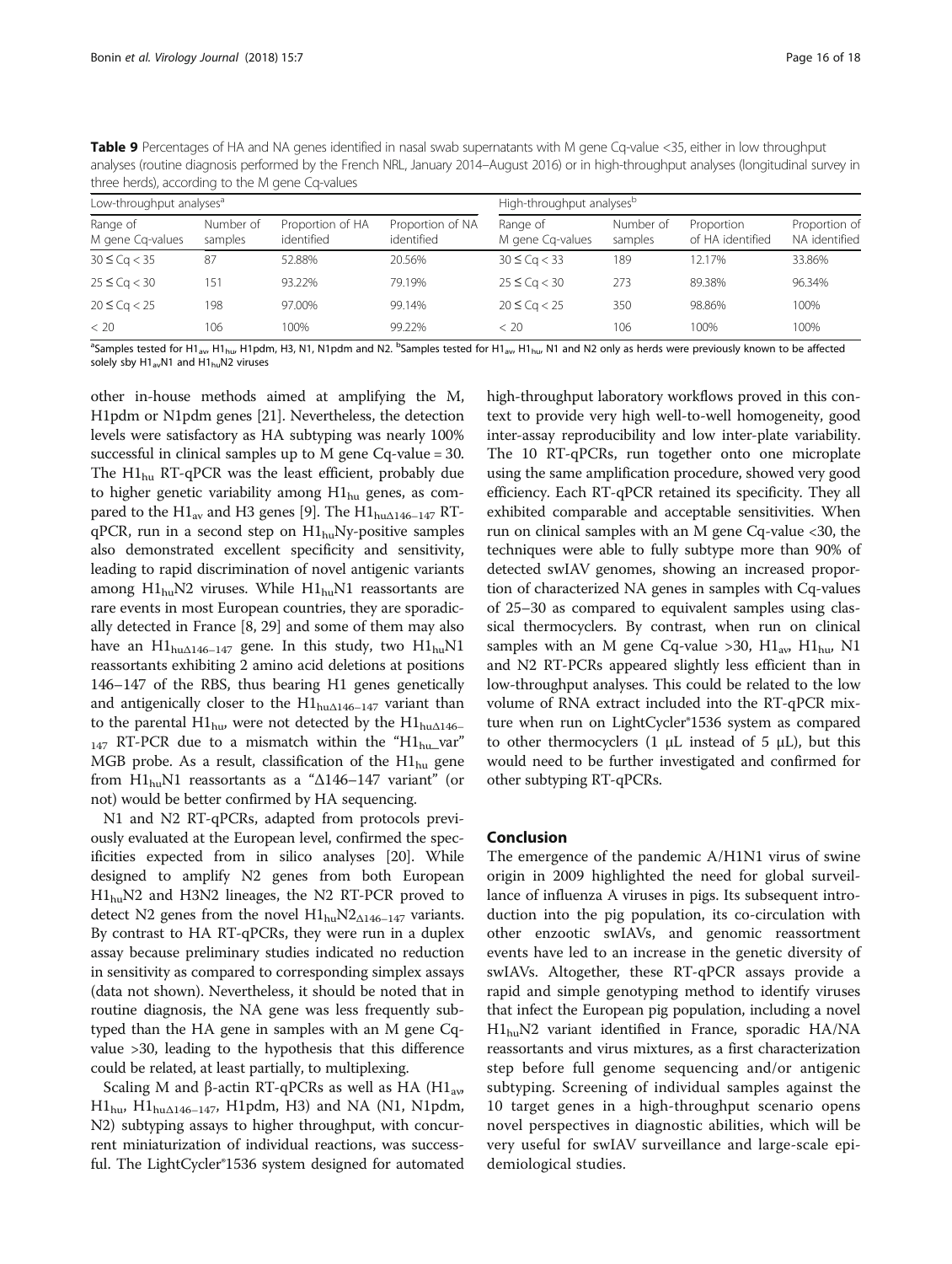**Table 9** Percentages of HA and NA genes identified in nasal swab supernatants with M gene Cq-value <35, either in low throughput analyses (routine diagnosis performed by the French NRL, January 2014–August 2016) or in high-throughput analyses (longitudinal survey in three herds), according to the M gene Cq-values

| Low-throughput analyses[a] | | | | High-throughput analyses[b] | | | |
|---|---|---|---|---|---|---|---|
| Range of M gene Cq-values | Number of samples | Proportion of HA identified | Proportion of NA identified | Range of M gene Cq-values | Number of samples | Proportion of HA identified | Proportion of NA identified |
| $30 \leq Cq < 35$ | 87 | 52.88% | 20.56% | $30 \leq Cq < 33$ | 189 | 12.17% | 33.86% |
| $25 \leq Cq < 30$ | 151 | 93.22% | 79.19% | $25 \leq Cq < 30$ | 273 | 89.38% | 96.34% |
| $20 \leq Cq < 25$ | 198 | 97.00% | 99.14% | $20 \leq Cq < 25$ | 350 | 98.86% | 100% |
| < 20 | 106 | 100% | 99.22% | < 20 | 106 | 100% | 100% |

[a]Samples tested for $H1_{av}$, $H1_{hu}$, H1pdm, H3, N1, N1pdm and N2. [b]Samples tested for $H1_{av}$, $H1_{hu}$, N1 and N2 only as herds were previously known to be affected solely sby $H1_{av}$N1 and $H1_{hu}$N2 viruses

other in-house methods aimed at amplifying the M, H1pdm or N1pdm genes [21]. Nevertheless, the detection levels were satisfactory as HA subtyping was nearly 100% successful in clinical samples up to M gene Cq-value = 30. The $H1_{hu}$ RT-qPCR was the least efficient, probably due to higher genetic variability among $H1_{hu}$ genes, as compared to the $H1_{av}$ and H3 genes [9]. The $H1_{hu\Delta146-147}$ RT-qPCR, run in a second step on $H1_{hu}$Ny-positive samples also demonstrated excellent specificity and sensitivity, leading to rapid discrimination of novel antigenic variants among $H1_{hu}$N2 viruses. While $H1_{hu}$N1 reassortants are rare events in most European countries, they are sporadically detected in France [8, 29] and some of them may also have an $H1_{hu\Delta146-147}$ gene. In this study, two $H1_{hu}$N1 reassortants exhibiting 2 amino acid deletions at positions 146–147 of the RBS, thus bearing H1 genes genetically and antigenically closer to the $H1_{hu\Delta146-147}$ variant than to the parental $H1_{hu}$, were not detected by the $H1_{hu\Delta146-147}$ RT-PCR due to a mismatch within the "$H1_{hu}$_var" MGB probe. As a result, classification of the $H1_{hu}$ gene from $H1_{hu}$N1 reassortants as a "Δ146–147 variant" (or not) would be better confirmed by HA sequencing.

N1 and N2 RT-qPCRs, adapted from protocols previously evaluated at the European level, confirmed the specificities expected from in silico analyses [20]. While designed to amplify N2 genes from both European $H1_{hu}$N2 and H3N2 lineages, the N2 RT-PCR proved to detect N2 genes from the novel $H1_{hu}N2_{\Delta146-147}$ variants. By contrast to HA RT-qPCRs, they were run in a duplex assay because preliminary studies indicated no reduction in sensitivity as compared to corresponding simplex assays (data not shown). Nevertheless, it should be noted that in routine diagnosis, the NA gene was less frequently subtyped than the HA gene in samples with an M gene Cq-value >30, leading to the hypothesis that this difference could be related, at least partially, to multiplexing.

Scaling M and β-actin RT-qPCRs as well as HA ($H1_{av}$, $H1_{hu}$, $H1_{hu\Delta146-147}$, H1pdm, H3) and NA (N1, N1pdm, N2) subtyping assays to higher throughput, with concurrent miniaturization of individual reactions, was successful. The LightCycler®1536 system designed for automated high-throughput laboratory workflows proved in this context to provide very high well-to-well homogeneity, good inter-assay reproducibility and low inter-plate variability. The 10 RT-qPCRs, run together onto one microplate using the same amplification procedure, showed very good efficiency. Each RT-qPCR retained its specificity. They all exhibited comparable and acceptable sensitivities. When run on clinical samples with an M gene Cq-value <30, the techniques were able to fully subtype more than 90% of detected swIAV genomes, showing an increased proportion of characterized NA genes in samples with Cq-values of 25–30 as compared to equivalent samples using classical thermocyclers. By contrast, when run on clinical samples with an M gene Cq-value >30, $H1_{av}$, $H1_{hu}$, N1 and N2 RT-PCRs appeared slightly less efficient than in low-throughput analyses. This could be related to the low volume of RNA extract included into the RT-qPCR mixture when run on LightCycler®1536 system as compared to other thermocyclers (1 μL instead of 5 μL), but this would need to be further investigated and confirmed for other subtyping RT-qPCRs.

## Conclusion

The emergence of the pandemic A/H1N1 virus of swine origin in 2009 highlighted the need for global surveillance of influenza A viruses in pigs. Its subsequent introduction into the pig population, its co-circulation with other enzootic swIAVs, and genomic reassortment events have led to an increase in the genetic diversity of swIAVs. Altogether, these RT-qPCR assays provide a rapid and simple genotyping method to identify viruses that infect the European pig population, including a novel $H1_{hu}$N2 variant identified in France, sporadic HA/NA reassortants and virus mixtures, as a first characterization step before full genome sequencing and/or antigenic subtyping. Screening of individual samples against the 10 target genes in a high-throughput scenario opens novel perspectives in diagnostic abilities, which will be very useful for swIAV surveillance and large-scale epidemiological studies.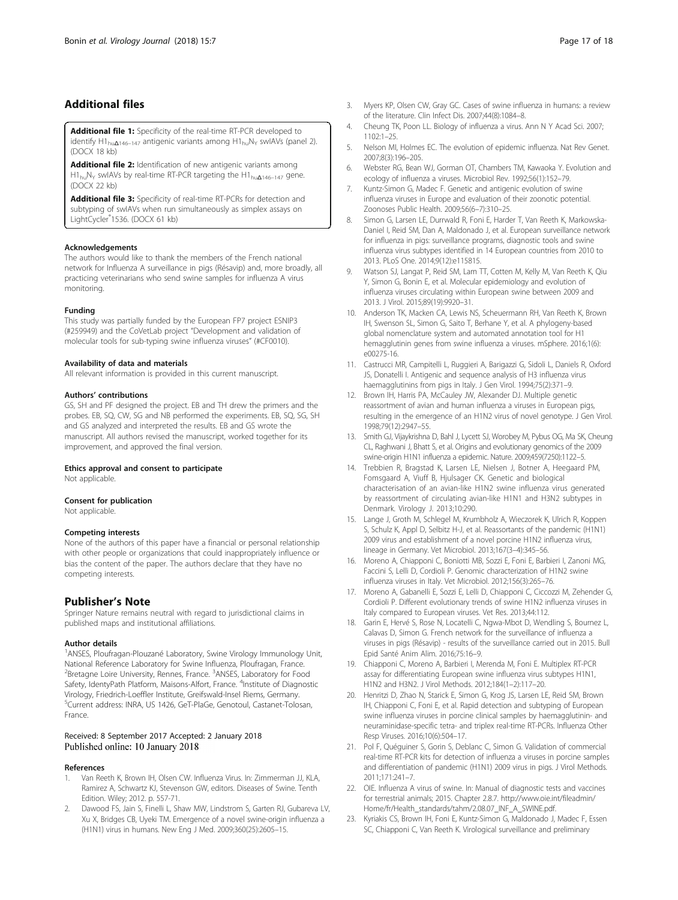## Additional files

**Additional file 1:** Specificity of the real-time RT-PCR developed to identify $H1_{hu\Delta146-147}$ antigenic variants among $H1_{hu}N_Y$ swIAVs (panel 2). (DOCX 18 kb)

**Additional file 2:** Identification of new antigenic variants among $H1_{hu}N_Y$ swIAVs by real-time RT-PCR targeting the $H1_{hu\Delta146-147}$ gene. (DOCX 22 kb)

**Additional file 3:** Specificity of real-time RT-PCRs for detection and subtyping of swIAVs when run simultaneously as simplex assays on LightCycler®1536. (DOCX 61 kb)

#### Acknowledgements

The authors would like to thank the members of the French national network for Influenza A surveillance in pigs (Résavip) and, more broadly, all practicing veterinarians who send swine samples for influenza A virus monitoring.

#### Funding

This study was partially funded by the European FP7 project ESNIP3 (#259949) and the CoVetLab project "Development and validation of molecular tools for sub-typing swine influenza viruses" (#CF0010).

#### Availability of data and materials

All relevant information is provided in this current manuscript.

#### Authors' contributions

GS, SH and PF designed the project. EB and TH drew the primers and the probes. EB, SQ, CW, SG and NB performed the experiments. EB, SQ, SG, SH and GS analyzed and interpreted the results. EB and GS wrote the manuscript. All authors revised the manuscript, worked together for its improvement, and approved the final version.

#### Ethics approval and consent to participate

Not applicable.

#### Consent for publication

Not applicable.

#### Competing interests

None of the authors of this paper have a financial or personal relationship with other people or organizations that could inappropriately influence or bias the content of the paper. The authors declare that they have no competing interests.

## Publisher's Note

Springer Nature remains neutral with regard to jurisdictional claims in published maps and institutional affiliations.

#### Author details

[1]ANSES, Ploufragan-Plouzané Laboratory, Swine Virology Immunology Unit, National Reference Laboratory for Swine Influenza, Ploufragan, France. [2]Bretagne Loire University, Rennes, France. [3]ANSES, Laboratory for Food Safety, IdentyPath Platform, Maisons-Alfort, France. [4]Institute of Diagnostic Virology, Friedrich-Loeffler Institute, Greifswald-Insel Riems, Germany. [5]Current address: INRA, US 1426, GeT-PlaGe, Genotoul, Castanet-Tolosan, France.

Received: 8 September 2017 Accepted: 2 January 2018
Published online: 10 January 2018

#### References

1. Van Reeth K, Brown IH, Olsen CW. Influenza Virus. In: Zimmerman JJ, KLA, Ramirez A, Schwartz KJ, Stevenson GW, editors. Diseases of Swine. Tenth Edition. Wiley; 2012. p. 557-71.
2. Dawood FS, Jain S, Finelli L, Shaw MW, Lindstrom S, Garten RJ, Gubareva LV, Xu X, Bridges CB, Uyeki TM. Emergence of a novel swine-origin influenza a (H1N1) virus in humans. New Eng J Med. 2009;360(25):2605–15.
3. Myers KP, Olsen CW, Gray GC. Cases of swine influenza in humans: a review of the literature. Clin Infect Dis. 2007;44(8):1084–8.
4. Cheung TK, Poon LL. Biology of influenza a virus. Ann N Y Acad Sci. 2007; 1102:1–25.
5. Nelson MI, Holmes EC. The evolution of epidemic influenza. Nat Rev Genet. 2007;8(3):196–205.
6. Webster RG, Bean WJ, Gorman OT, Chambers TM, Kawaoka Y. Evolution and ecology of influenza a viruses. Microbiol Rev. 1992;56(1):152–79.
7. Kuntz-Simon G, Madec F. Genetic and antigenic evolution of swine influenza viruses in Europe and evaluation of their zoonotic potential. Zoonoses Public Health. 2009;56(6–7):310–25.
8. Simon G, Larsen LE, Durrwald R, Foni E, Harder T, Van Reeth K, Markowska-Daniel I, Reid SM, Dan A, Maldonado J, et al. European surveillance network for influenza in pigs: surveillance programs, diagnostic tools and swine influenza virus subtypes identified in 14 European countries from 2010 to 2013. PLoS One. 2014;9(12):e115815.
9. Watson SJ, Langat P, Reid SM, Lam TT, Cotten M, Kelly M, Van Reeth K, Qiu Y, Simon G, Bonin E, et al. Molecular epidemiology and evolution of influenza viruses circulating within European swine between 2009 and 2013. J Virol. 2015;89(19):9920–31.
10. Anderson TK, Macken CA, Lewis NS, Scheuermann RH, Van Reeth K, Brown IH, Swenson SL, Simon G, Saito T, Berhane Y, et al. A phylogeny-based global nomenclature system and automated annotation tool for H1 hemagglutinin genes from swine influenza a viruses. mSphere. 2016;1(6): e00275-16.
11. Castrucci MR, Campitelli L, Ruggieri A, Barigazzi G, Sidoli L, Daniels R, Oxford JS, Donatelli I. Antigenic and sequence analysis of H3 influenza virus haemagglutinins from pigs in Italy. J Gen Virol. 1994;75(2):371–9.
12. Brown IH, Harris PA, McCauley JW, Alexander DJ. Multiple genetic reassortment of avian and human influenza a viruses in European pigs, resulting in the emergence of an H1N2 virus of novel genotype. J Gen Virol. 1998;79(12):2947–55.
13. Smith GJ, Vijaykrishna D, Bahl J, Lycett SJ, Worobey M, Pybus OG, Ma SK, Cheung CL, Raghwani J, Bhatt S, et al. Origins and evolutionary genomics of the 2009 swine-origin H1N1 influenza a epidemic. Nature. 2009;459(7250):1122–5.
14. Trebbien R, Bragstad K, Larsen LE, Nielsen J, Botner A, Heegaard PM, Fomsgaard A, Viuff B, Hjulsager CK. Genetic and biological characterisation of an avian-like H1N2 swine influenza virus generated by reassortment of circulating avian-like H1N1 and H3N2 subtypes in Denmark. Virology J. 2013;10:290.
15. Lange J, Groth M, Schlegel M, Krumbholz A, Wieczorek K, Ulrich R, Koppen S, Schulz K, Appl D, Selbitz H-J, et al. Reassortants of the pandemic (H1N1) 2009 virus and establishment of a novel porcine H1N2 influenza virus, lineage in Germany. Vet Microbiol. 2013;167(3–4):345–56.
16. Moreno A, Chiapponi C, Boniotti MB, Sozzi E, Foni E, Barbieri I, Zanoni MG, Faccini S, Lelli D, Cordioli P. Genomic characterization of H1N2 swine influenza viruses in Italy. Vet Microbiol. 2012;156(3):265–76.
17. Moreno A, Gabanelli E, Sozzi E, Lelli D, Chiapponi C, Ciccozzi M, Zehender G, Cordioli P. Different evolutionary trends of swine H1N2 influenza viruses in Italy compared to European viruses. Vet Res. 2013;44:112.
18. Garin E, Hervé S, Rose N, Locatelli C, Ngwa-Mbot D, Wendling S, Bournez L, Calavas D, Simon G. French network for the surveillance of influenza a viruses in pigs (Résavip) - results of the surveillance carried out in 2015. Bull Epid Santé Anim Alim. 2016;75:16–9.
19. Chiapponi C, Moreno A, Barbieri I, Merenda M, Foni E. Multiplex RT-PCR assay for differentiating European swine influenza virus subtypes H1N1, H1N2 and H3N2. J Virol Methods. 2012;184(1–2):117–20.
20. Henritzi D, Zhao N, Starick E, Simon G, Krog JS, Larsen LE, Reid SM, Brown IH, Chiapponi C, Foni E, et al. Rapid detection and subtyping of European swine influenza viruses in porcine clinical samples by haemagglutinin- and neuraminidase-specific tetra- and triplex real-time RT-PCRs. Influenza Other Resp Viruses. 2016;10(6):504–17.
21. Pol F, Quéguiner S, Gorin S, Deblanc C, Simon G. Validation of commercial real-time RT-PCR kits for detection of influenza a viruses in porcine samples and differentiation of pandemic (H1N1) 2009 virus in pigs. J Virol Methods. 2011;171:241–7.
22. OIE. Influenza A virus of swine. In: Manual of diagnostic tests and vaccines for terrestrial animals; 2015. Chapter 2.8.7. http://www.oie.int/fileadmin/Home/fr/Health_standards/tahm/2.08.07_INF_A_SWINE.pdf.
23. Kyriakis CS, Brown IH, Foni E, Kuntz-Simon G, Maldonado J, Madec F, Essen SC, Chiapponi C, Van Reeth K. Virological surveillance and preliminary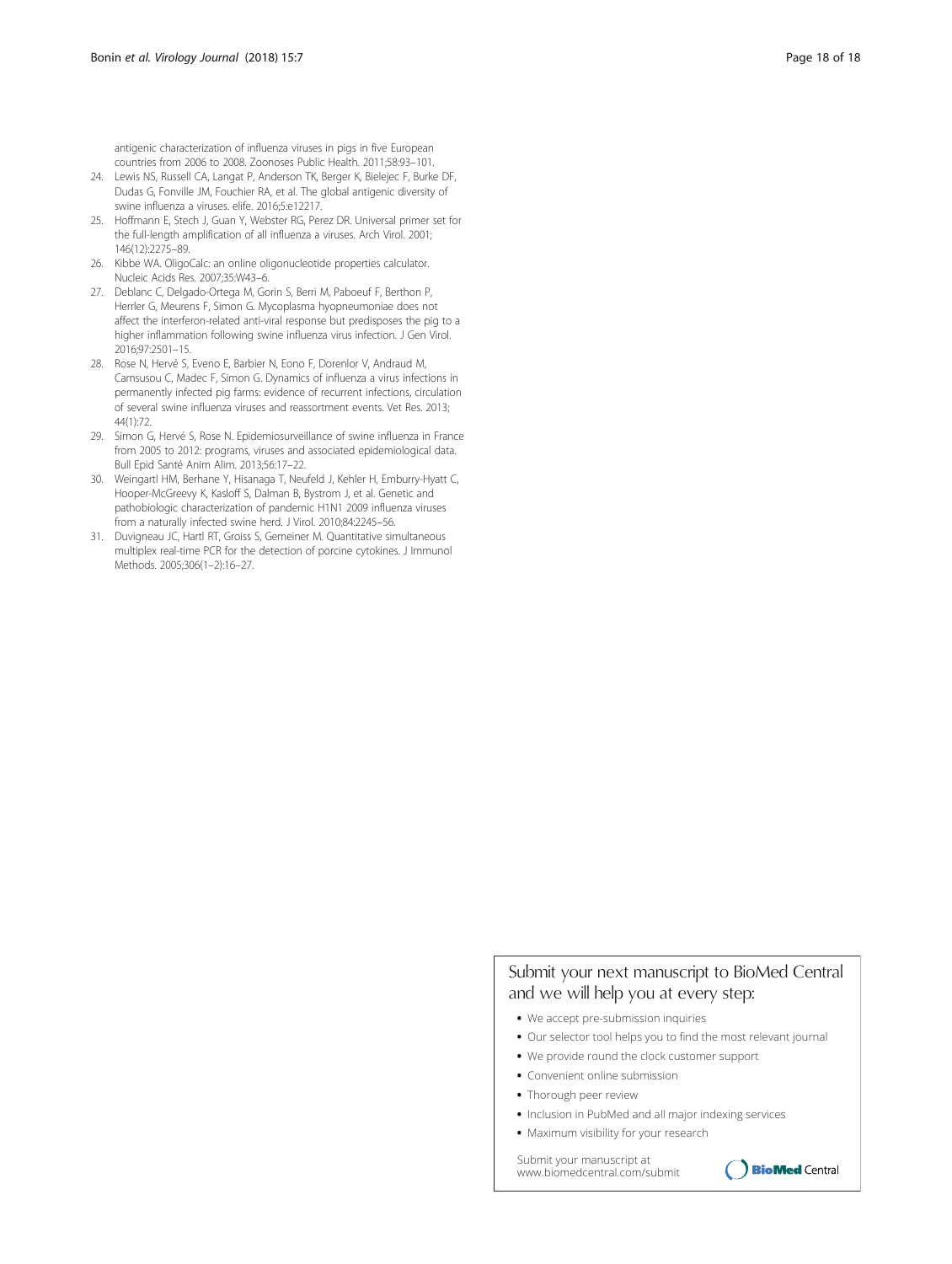antigenic characterization of influenza viruses in pigs in five European countries from 2006 to 2008. Zoonoses Public Health. 2011;58:93–101.

24. Lewis NS, Russell CA, Langat P, Anderson TK, Berger K, Bielejec F, Burke DF, Dudas G, Fonville JM, Fouchier RA, et al. The global antigenic diversity of swine influenza a viruses. elife. 2016;5:e12217.
25. Hoffmann E, Stech J, Guan Y, Webster RG, Perez DR. Universal primer set for the full-length amplification of all influenza a viruses. Arch Virol. 2001; 146(12):2275–89.
26. Kibbe WA. OligoCalc: an online oligonucleotide properties calculator. Nucleic Acids Res. 2007;35:W43–6.
27. Deblanc C, Delgado-Ortega M, Gorin S, Berri M, Paboeuf F, Berthon P, Herrler G, Meurens F, Simon G. Mycoplasma hyopneumoniae does not affect the interferon-related anti-viral response but predisposes the pig to a higher inflammation following swine influenza virus infection. J Gen Virol. 2016;97:2501–15.
28. Rose N, Hervé S, Eveno E, Barbier N, Eono F, Dorenlor V, Andraud M, Camsusou C, Madec F, Simon G. Dynamics of influenza a virus infections in permanently infected pig farms: evidence of recurrent infections, circulation of several swine influenza viruses and reassortment events. Vet Res. 2013; 44(1):72.
29. Simon G, Hervé S, Rose N. Epidemiosurveillance of swine influenza in France from 2005 to 2012: programs, viruses and associated epidemiological data. Bull Epid Santé Anim Alim. 2013;56:17–22.
30. Weingartl HM, Berhane Y, Hisanaga T, Neufeld J, Kehler H, Emburry-Hyatt C, Hooper-McGreevy K, Kasloff S, Dalman B, Bystrom J, et al. Genetic and pathobiologic characterization of pandemic H1N1 2009 influenza viruses from a naturally infected swine herd. J Virol. 2010;84:2245–56.
31. Duvigneau JC, Hartl RT, Groiss S, Gemeiner M. Quantitative simultaneous multiplex real-time PCR for the detection of porcine cytokines. J Immunol Methods. 2005;306(1–2):16–27.

Submit your next manuscript to BioMed Central and we will help you at every step:

- We accept pre-submission inquiries
- Our selector tool helps you to find the most relevant journal
- We provide round the clock customer support
- Convenient online submission
- Thorough peer review
- Inclusion in PubMed and all major indexing services
- Maximum visibility for your research

Submit your manuscript at www.biomedcentral.com/submit

BioMed Central